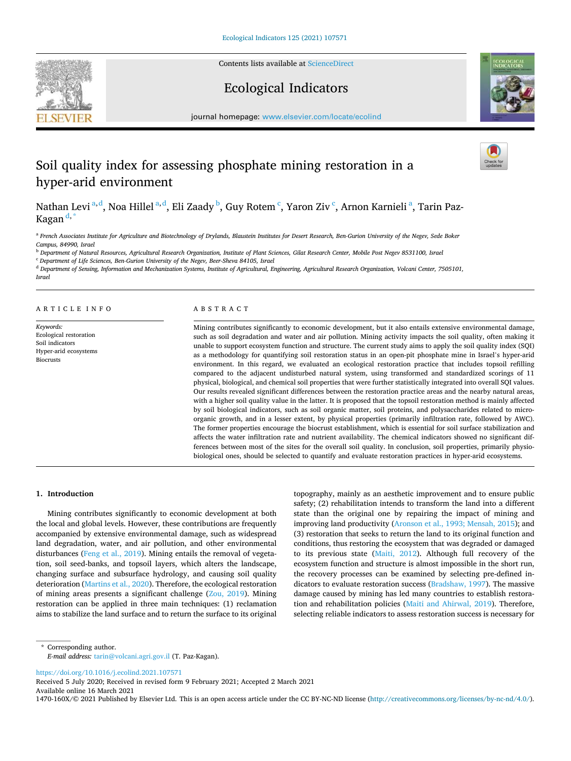# Soil quality index for assessing phosphate mining restoration in a hyper-arid environment

Nathan Levi [a,d], Noa Hillel [a,d], Eli Zaady [b], Guy Rotem [c], Yaron Ziv [c], Arnon Karnieli [a], Tarin Paz-Kagan [d,*]

[a] French Associates Institute for Agriculture and Biotechnology of Drylands, Blaustein Institutes for Desert Research, Ben-Gurion University of the Negev, Sede Boker Campus, 84990, Israel

[b] Department of Natural Resources, Agricultural Research Organization, Institute of Plant Sciences, Gilat Research Center, Mobile Post Negev 8531100, Israel

[c] Department of Life Sciences, Ben-Gurion University of the Negev, Beer-Sheva 84105, Israel

[d] Department of Sensing, Information and Mechanization Systems, Institute of Agricultural, Engineering, Agricultural Research Organization, Volcani Center, 7505101, Israel

## ARTICLE INFO

*Keywords:*
Ecological restoration
Soil indicators
Hyper-arid ecosystems
Biocrusts

## ABSTRACT

Mining contributes significantly to economic development, but it also entails extensive environmental damage, such as soil degradation and water and air pollution. Mining activity impacts the soil quality, often making it unable to support ecosystem function and structure. The current study aims to apply the soil quality index (SQI) as a methodology for quantifying soil restoration status in an open-pit phosphate mine in Israel's hyper-arid environment. In this regard, we evaluated an ecological restoration practice that includes topsoil refilling compared to the adjacent undisturbed natural system, using transformed and standardized scorings of 11 physical, biological, and chemical soil properties that were further statistically integrated into overall SQI values. Our results revealed significant differences between the restoration practice areas and the nearby natural areas, with a higher soil quality value in the latter. It is proposed that the topsoil restoration method is mainly affected by soil biological indicators, such as soil organic matter, soil proteins, and polysaccharides related to micro-organic growth, and in a lesser extent, by physical properties (primarily infiltration rate, followed by AWC). The former properties encourage the biocrust establishment, which is essential for soil surface stabilization and affects the water infiltration rate and nutrient availability. The chemical indicators showed no significant differences between most of the sites for the overall soil quality. In conclusion, soil properties, primarily physio-biological ones, should be selected to quantify and evaluate restoration practices in hyper-arid ecosystems.

## 1. Introduction

Mining contributes significantly to economic development at both the local and global levels. However, these contributions are frequently accompanied by extensive environmental damage, such as widespread land degradation, water, and air pollution, and other environmental disturbances (Feng et al., 2019). Mining entails the removal of vegetation, soil seed-banks, and topsoil layers, which alters the landscape, changing surface and subsurface hydrology, and causing soil quality deterioration (Martins et al., 2020). Therefore, the ecological restoration of mining areas presents a significant challenge (Zou, 2019). Mining restoration can be applied in three main techniques: (1) reclamation aims to stabilize the land surface and to return the surface to its original topography, mainly as an aesthetic improvement and to ensure public safety; (2) rehabilitation intends to transform the land into a different state than the original one by repairing the impact of mining and improving land productivity (Aronson et al., 1993; Mensah, 2015); and (3) restoration that seeks to return the land to its original function and conditions, thus restoring the ecosystem that was degraded or damaged to its previous state (Maiti, 2012). Although full recovery of the ecosystem function and structure is almost impossible in the short run, the recovery processes can be examined by selecting pre-defined indicators to evaluate restoration success (Bradshaw, 1997). The massive damage caused by mining has led many countries to establish restoration and rehabilitation policies (Maiti and Ahirwal, 2019). Therefore, selecting reliable indicators to assess restoration success is necessary for

\* Corresponding author.
*E-mail address:* tarin@volcani.agri.gov.il (T. Paz-Kagan).

https://doi.org/10.1016/j.ecolind.2021.107571
Received 5 July 2020; Received in revised form 9 February 2021; Accepted 2 March 2021
Available online 16 March 2021
1470-160X/© 2021 Published by Elsevier Ltd. This is an open access article under the CC BY-NC-ND license (http://creativecommons.org/licenses/by-nc-nd/4.0/).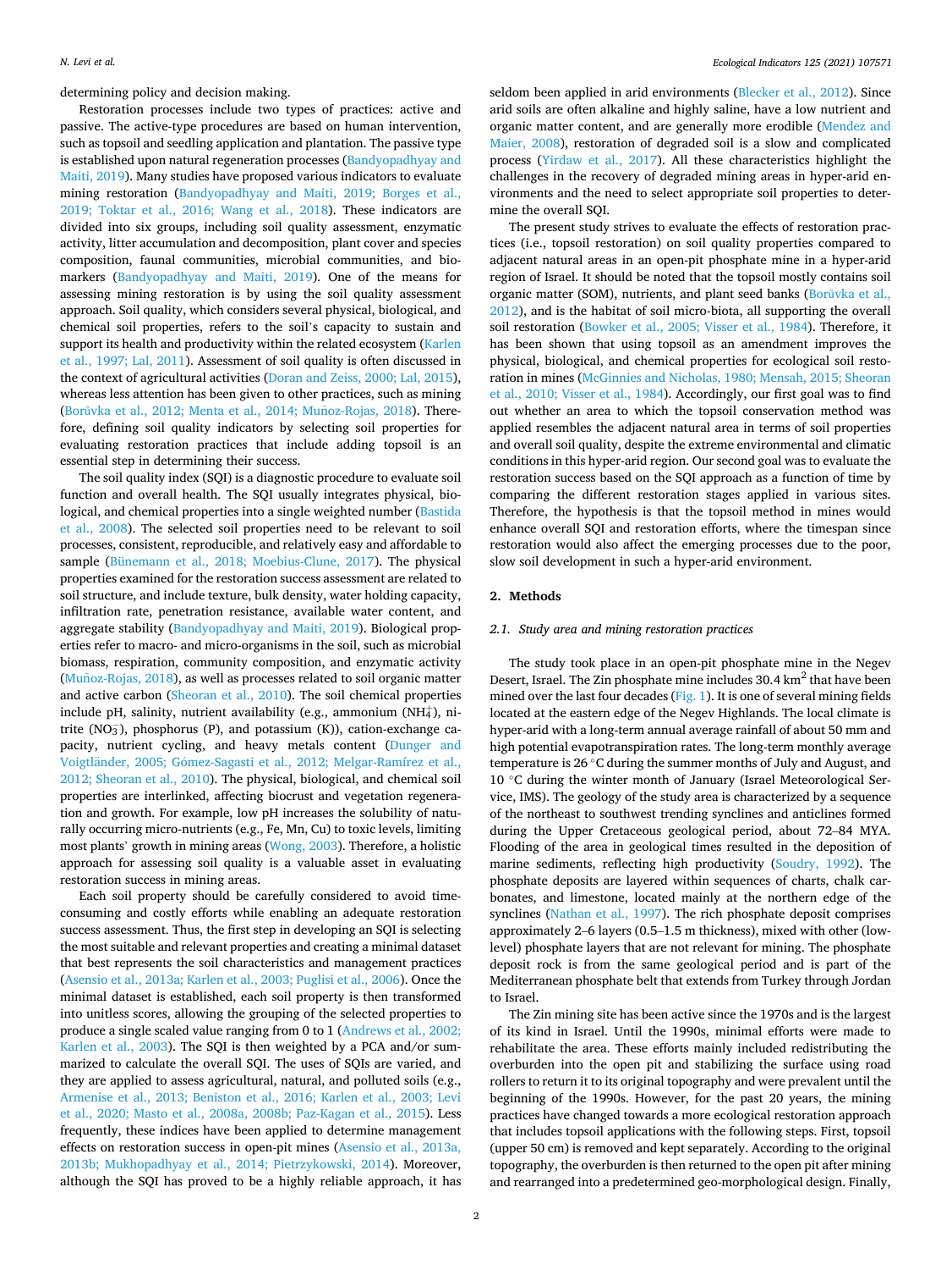determining policy and decision making.

Restoration processes include two types of practices: active and passive. The active-type procedures are based on human intervention, such as topsoil and seedling application and plantation. The passive type is established upon natural regeneration processes (Bandyopadhyay and Maiti, 2019). Many studies have proposed various indicators to evaluate mining restoration (Bandyopadhyay and Maiti, 2019; Borges et al., 2019; Toktar et al., 2016; Wang et al., 2018). These indicators are divided into six groups, including soil quality assessment, enzymatic activity, litter accumulation and decomposition, plant cover and species composition, faunal communities, microbial communities, and biomarkers (Bandyopadhyay and Maiti, 2019). One of the means for assessing mining restoration is by using the soil quality assessment approach. Soil quality, which considers several physical, biological, and chemical soil properties, refers to the soil's capacity to sustain and support its health and productivity within the related ecosystem (Karlen et al., 1997; Lal, 2011). Assessment of soil quality is often discussed in the context of agricultural activities (Doran and Zeiss, 2000; Lal, 2015), whereas less attention has been given to other practices, such as mining (Bořůvka et al., 2012; Menta et al., 2014; Muñoz-Rojas, 2018). Therefore, defining soil quality indicators by selecting soil properties for evaluating restoration practices that include adding topsoil is an essential step in determining their success.

The soil quality index (SQI) is a diagnostic procedure to evaluate soil function and overall health. The SQI usually integrates physical, biological, and chemical properties into a single weighted number (Bastida et al., 2008). The selected soil properties need to be relevant to soil processes, consistent, reproducible, and relatively easy and affordable to sample (Bünemann et al., 2018; Moebius-Clune, 2017). The physical properties examined for the restoration success assessment are related to soil structure, and include texture, bulk density, water holding capacity, infiltration rate, penetration resistance, available water content, and aggregate stability (Bandyopadhyay and Maiti, 2019). Biological properties refer to macro- and micro-organisms in the soil, such as microbial biomass, respiration, community composition, and enzymatic activity (Muñoz-Rojas, 2018), as well as processes related to soil organic matter and active carbon (Sheoran et al., 2010). The soil chemical properties include pH, salinity, nutrient availability (e.g., ammonium ($NH_4^+$), nitrite ($NO_3^-$), phosphorus (P), and potassium (K)), cation-exchange capacity, nutrient cycling, and heavy metals content (Dunger and Voigtländer, 2005; Gómez-Sagasti et al., 2012; Melgar-Ramírez et al., 2012; Sheoran et al., 2010). The physical, biological, and chemical soil properties are interlinked, affecting biocrust and vegetation regeneration and growth. For example, low pH increases the solubility of naturally occurring micro-nutrients (e.g., Fe, Mn, Cu) to toxic levels, limiting most plants' growth in mining areas (Wong, 2003). Therefore, a holistic approach for assessing soil quality is a valuable asset in evaluating restoration success in mining areas.

Each soil property should be carefully considered to avoid time-consuming and costly efforts while enabling an adequate restoration success assessment. Thus, the first step in developing an SQI is selecting the most suitable and relevant properties and creating a minimal dataset that best represents the soil characteristics and management practices (Asensio et al., 2013a; Karlen et al., 2003; Puglisi et al., 2006). Once the minimal dataset is established, each soil property is then transformed into unitless scores, allowing the grouping of the selected properties to produce a single scaled value ranging from 0 to 1 (Andrews et al., 2002; Karlen et al., 2003). The SQI is then weighted by a PCA and/or summarized to calculate the overall SQI. The uses of SQIs are varied, and they are applied to assess agricultural, natural, and polluted soils (e.g., Armenise et al., 2013; Beniston et al., 2016; Karlen et al., 2003; Levi et al., 2020; Masto et al., 2008a, 2008b; Paz-Kagan et al., 2015). Less frequently, these indices have been applied to determine management effects on restoration success in open-pit mines (Asensio et al., 2013a, 2013b; Mukhopadhyay et al., 2014; Pietrzykowski, 2014). Moreover, although the SQI has proved to be a highly reliable approach, it has seldom been applied in arid environments (Blecker et al., 2012). Since arid soils are often alkaline and highly saline, have a low nutrient and organic matter content, and are generally more erodible (Mendez and Maier, 2008), restoration of degraded soil is a slow and complicated process (Yirdaw et al., 2017). All these characteristics highlight the challenges in the recovery of degraded mining areas in hyper-arid environments and the need to select appropriate soil properties to determine the overall SQI.

The present study strives to evaluate the effects of restoration practices (i.e., topsoil restoration) on soil quality properties compared to adjacent natural areas in an open-pit phosphate mine in a hyper-arid region of Israel. It should be noted that the topsoil mostly contains soil organic matter (SOM), nutrients, and plant seed banks (Bořůvka et al., 2012), and is the habitat of soil micro-biota, all supporting the overall soil restoration (Bowker et al., 2005; Visser et al., 1984). Therefore, it has been shown that using topsoil as an amendment improves the physical, biological, and chemical properties for ecological soil restoration in mines (McGinnies and Nicholas, 1980; Mensah, 2015; Sheoran et al., 2010; Visser et al., 1984). Accordingly, our first goal was to find out whether an area to which the topsoil conservation method was applied resembles the adjacent natural area in terms of soil properties and overall soil quality, despite the extreme environmental and climatic conditions in this hyper-arid region. Our second goal was to evaluate the restoration success based on the SQI approach as a function of time by comparing the different restoration stages applied in various sites. Therefore, the hypothesis is that the topsoil method in mines would enhance overall SQI and restoration efforts, where the timespan since restoration would also affect the emerging processes due to the poor, slow soil development in such a hyper-arid environment.

## 2. Methods

### 2.1. Study area and mining restoration practices

The study took place in an open-pit phosphate mine in the Negev Desert, Israel. The Zin phosphate mine includes 30.4 km$^2$ that have been mined over the last four decades (Fig. 1). It is one of several mining fields located at the eastern edge of the Negev Highlands. The local climate is hyper-arid with a long-term annual average rainfall of about 50 mm and high potential evapotranspiration rates. The long-term monthly average temperature is 26 °C during the summer months of July and August, and 10 °C during the winter month of January (Israel Meteorological Service, IMS). The geology of the study area is characterized by a sequence of the northeast to southwest trending synclines and anticlines formed during the Upper Cretaceous geological period, about 72–84 MYA. Flooding of the area in geological times resulted in the deposition of marine sediments, reflecting high productivity (Soudry, 1992). The phosphate deposits are layered within sequences of charts, chalk carbonates, and limestone, located mainly at the northern edge of the synclines (Nathan et al., 1997). The rich phosphate deposit comprises approximately 2–6 layers (0.5–1.5 m thickness), mixed with other (low-level) phosphate layers that are not relevant for mining. The phosphate deposit rock is from the same geological period and is part of the Mediterranean phosphate belt that extends from Turkey through Jordan to Israel.

The Zin mining site has been active since the 1970s and is the largest of its kind in Israel. Until the 1990s, minimal efforts were made to rehabilitate the area. These efforts mainly included redistributing the overburden into the open pit and stabilizing the surface using road rollers to return it to its original topography and were prevalent until the beginning of the 1990s. However, for the past 20 years, the mining practices have changed towards a more ecological restoration approach that includes topsoil applications with the following steps. First, topsoil (upper 50 cm) is removed and kept separately. According to the original topography, the overburden is then returned to the open pit after mining and rearranged into a predetermined geo-morphological design. Finally,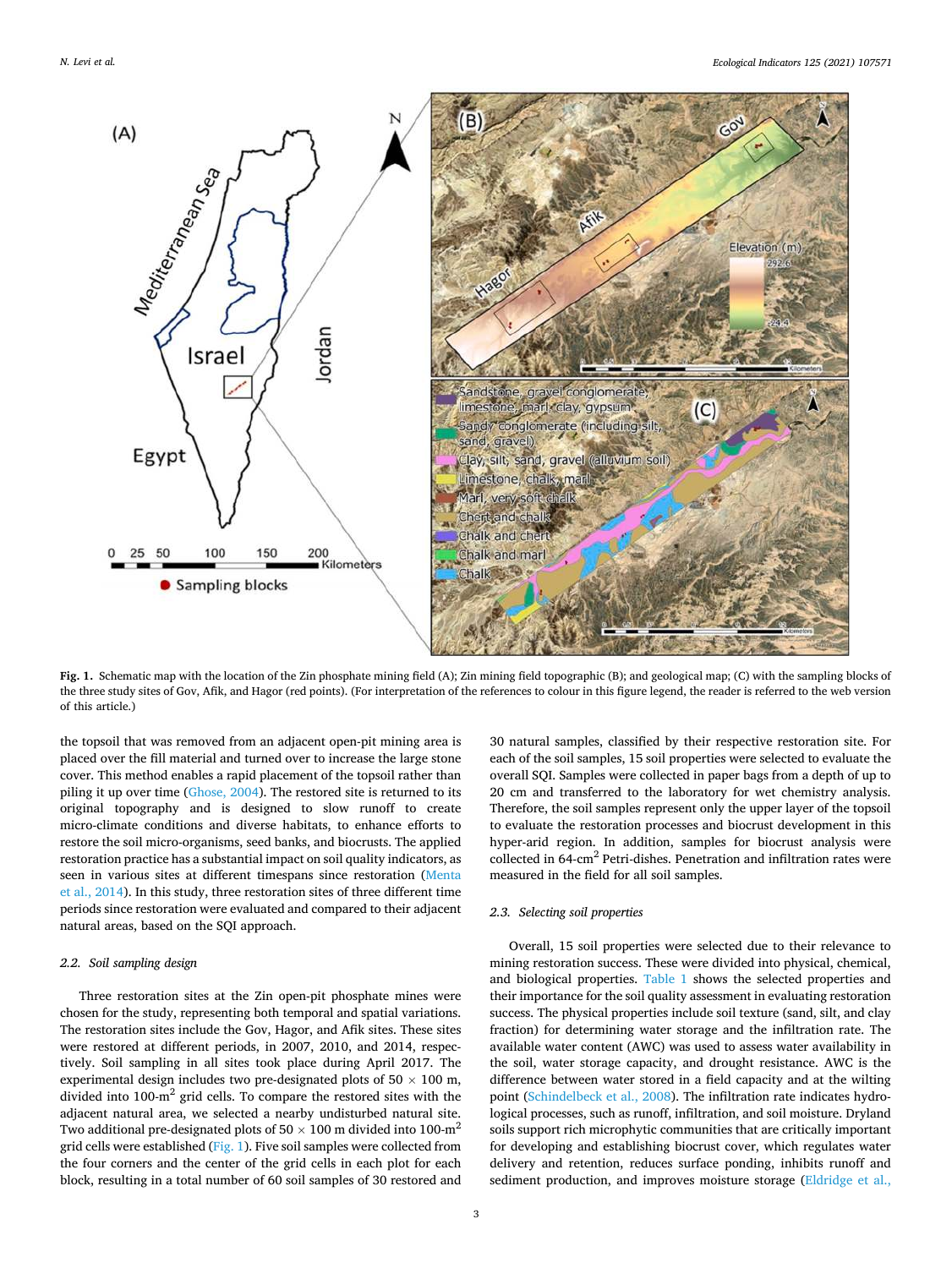(A)

N

Mediterranean Sea

Israel

Jordan

Egypt

0 25 50 100 150 200 Kilometers

Sampling blocks

(B)

Gov

Afik

Hagor

Elevation (m)

292.6

24.4

(C)

Sandstone, gravel conglomerate, limestone, marl, clay, gypsum

Sandy conglomerate (including silt, sand, gravel)

Clay, silt, sand, gravel (alluvium soil)

Limestone, chalk, marl

Marl, very soft chalk

Chert and chalk

Chalk and chert

Chalk and marl

Chalk

**Fig. 1.** Schematic map with the location of the Zin phosphate mining field (A); Zin mining field topographic (B); and geological map; (C) with the sampling blocks of the three study sites of Gov, Afik, and Hagor (red points). (For interpretation of the references to colour in this figure legend, the reader is referred to the web version of this article.)

the topsoil that was removed from an adjacent open-pit mining area is placed over the fill material and turned over to increase the large stone cover. This method enables a rapid placement of the topsoil rather than piling it up over time (Ghose, 2004). The restored site is returned to its original topography and is designed to slow runoff to create micro-climate conditions and diverse habitats, to enhance efforts to restore the soil micro-organisms, seed banks, and biocrusts. The applied restoration practice has a substantial impact on soil quality indicators, as seen in various sites at different timespans since restoration (Menta et al., 2014). In this study, three restoration sites of three different time periods since restoration were evaluated and compared to their adjacent natural areas, based on the SQI approach.

### 2.2. Soil sampling design

Three restoration sites at the Zin open-pit phosphate mines were chosen for the study, representing both temporal and spatial variations. The restoration sites include the Gov, Hagor, and Afik sites. These sites were restored at different periods, in 2007, 2010, and 2014, respectively. Soil sampling in all sites took place during April 2017. The experimental design includes two pre-designated plots of 50 × 100 m, divided into 100-m$^2$ grid cells. To compare the restored sites with the adjacent natural area, we selected a nearby undisturbed natural site. Two additional pre-designated plots of 50 × 100 m divided into 100-m$^2$ grid cells were established (Fig. 1). Five soil samples were collected from the four corners and the center of the grid cells in each plot for each block, resulting in a total number of 60 soil samples of 30 restored and 30 natural samples, classified by their respective restoration site. For each of the soil samples, 15 soil properties were selected to evaluate the overall SQI. Samples were collected in paper bags from a depth of up to 20 cm and transferred to the laboratory for wet chemistry analysis. Therefore, the soil samples represent only the upper layer of the topsoil to evaluate the restoration processes and biocrust development in this hyper-arid region. In addition, samples for biocrust analysis were collected in 64-cm$^2$ Petri-dishes. Penetration and infiltration rates were measured in the field for all soil samples.

### 2.3. Selecting soil properties

Overall, 15 soil properties were selected due to their relevance to mining restoration success. These were divided into physical, chemical, and biological properties. Table 1 shows the selected properties and their importance for the soil quality assessment in evaluating restoration success. The physical properties include soil texture (sand, silt, and clay fraction) for determining water storage and the infiltration rate. The available water content (AWC) was used to assess water availability in the soil, water storage capacity, and drought resistance. AWC is the difference between water stored in a field capacity and at the wilting point (Schindelbeck et al., 2008). The infiltration rate indicates hydrological processes, such as runoff, infiltration, and soil moisture. Dryland soils support rich microphytic communities that are critically important for developing and establishing biocrust cover, which regulates water delivery and retention, reduces surface ponding, inhibits runoff and sediment production, and improves moisture storage (Eldridge et al.,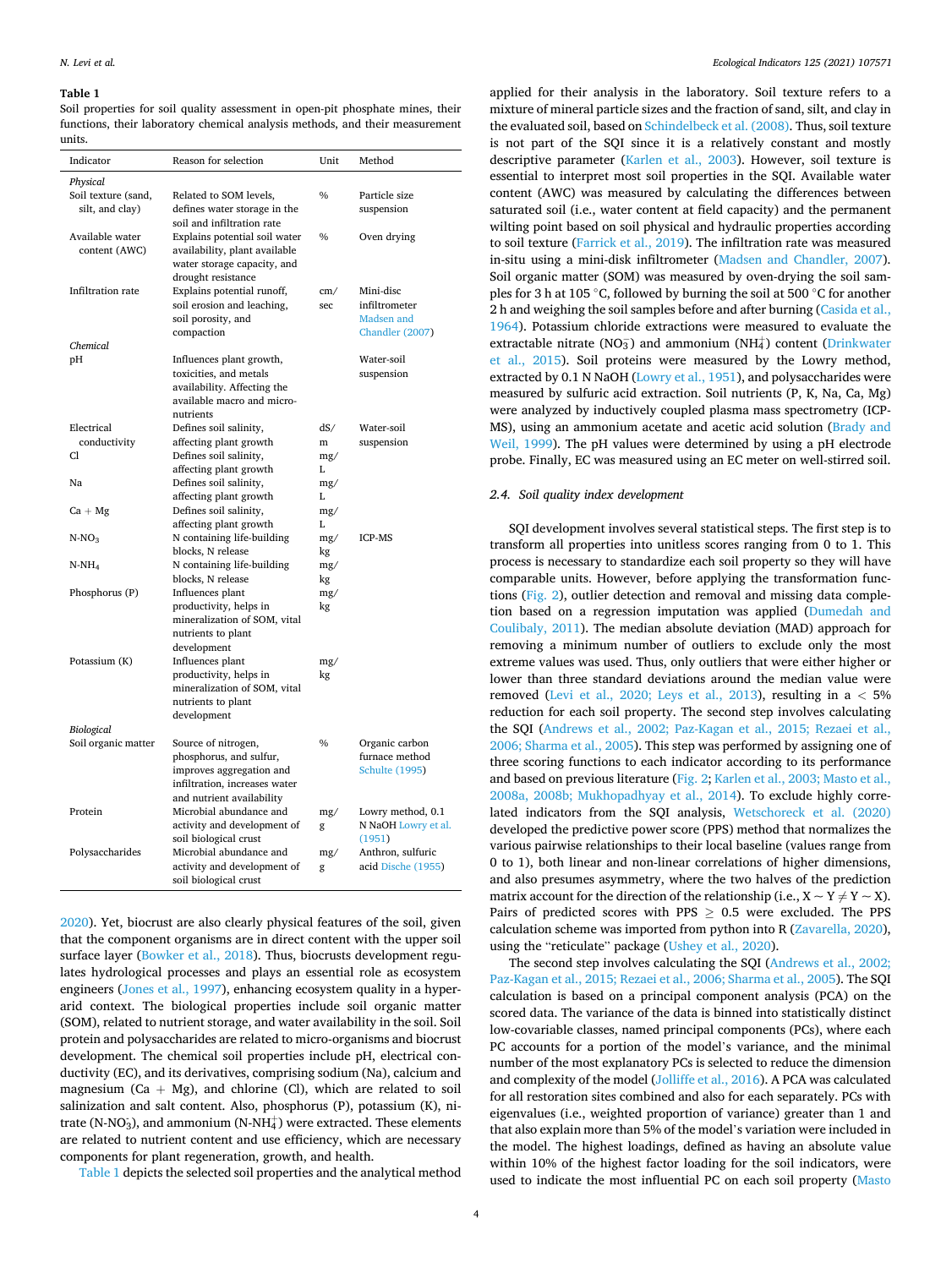**Table 1**
Soil properties for soil quality assessment in open-pit phosphate mines, their functions, their laboratory chemical analysis methods, and their measurement units.

| Indicator | Reason for selection | Unit | Method |
|---|---|---|---|
| *Physical* | | | |
| Soil texture (sand, silt, and clay) | Related to SOM levels, defines water storage in the soil and infiltration rate | % | Particle size suspension |
| Available water content (AWC) | Explains potential soil water availability, plant available water storage capacity, and drought resistance | % | Oven drying |
| Infiltration rate | Explains potential runoff, soil erosion and leaching, soil porosity, and compaction | cm/sec | Mini-disc infiltrometer Madsen and Chandler (2007) |
| *Chemical* | | | |
| pH | Influences plant growth, toxicities, and metals availability. Affecting the available macro and micro-nutrients | | Water-soil suspension |
| Electrical conductivity | Defines soil salinity, affecting plant growth | dS/m | Water-soil suspension |
| Cl | Defines soil salinity, affecting plant growth | mg/L | |
| Na | Defines soil salinity, affecting plant growth | mg/L | |
| Ca + Mg | Defines soil salinity, affecting plant growth | mg/L | |
| N-NO3 | N containing life-building blocks, N release | mg/kg | ICP-MS |
| N-NH4 | N containing life-building blocks, N release | mg/kg | |
| Phosphorus (P) | Influences plant productivity, helps in mineralization of SOM, vital nutrients to plant development | mg/kg | |
| Potassium (K) | Influences plant productivity, helps in mineralization of SOM, vital nutrients to plant development | mg/kg | |
| *Biological* | | | |
| Soil organic matter | Source of nitrogen, phosphorus, and sulfur, improves aggregation and infiltration, increases water and nutrient availability | % | Organic carbon furnace method Schulte (1995) |
| Protein | Microbial abundance and activity and development of soil biological crust | mg/g | Lowry method, 0.1 N NaOH Lowry et al. (1951) |
| Polysaccharides | Microbial abundance and activity and development of soil biological crust | mg/g | Anthron, sulfuric acid Dische (1955) |

2020). Yet, biocrust are also clearly physical features of the soil, given that the component organisms are in direct content with the upper soil surface layer (Bowker et al., 2018). Thus, biocrusts development regulates hydrological processes and plays an essential role as ecosystem engineers (Jones et al., 1997), enhancing ecosystem quality in a hyper-arid context. The biological properties include soil organic matter (SOM), related to nutrient storage, and water availability in the soil. Soil protein and polysaccharides are related to micro-organisms and biocrust development. The chemical soil properties include pH, electrical conductivity (EC), and its derivatives, comprising sodium (Na), calcium and magnesium (Ca + Mg), and chlorine (Cl), which are related to soil salinization and salt content. Also, phosphorus (P), potassium (K), nitrate (N-$NO_3^-$), and ammonium (N-$NH_4^+$) were extracted. These elements are related to nutrient content and use efficiency, which are necessary components for plant regeneration, growth, and health.

Table 1 depicts the selected soil properties and the analytical method applied for their analysis in the laboratory. Soil texture refers to a mixture of mineral particle sizes and the fraction of sand, silt, and clay in the evaluated soil, based on Schindelbeck et al. (2008). Thus, soil texture is not part of the SQI since it is a relatively constant and mostly descriptive parameter (Karlen et al., 2003). However, soil texture is essential to interpret most soil properties in the SQI. Available water content (AWC) was measured by calculating the differences between saturated soil (i.e., water content at field capacity) and the permanent wilting point based on soil physical and hydraulic properties according to soil texture (Farrick et al., 2019). The infiltration rate was measured in-situ using a mini-disk infiltrometer (Madsen and Chandler, 2007). Soil organic matter (SOM) was measured by oven-drying the soil samples for 3 h at 105 °C, followed by burning the soil at 500 °C for another 2 h and weighing the soil samples before and after burning (Casida et al., 1964). Potassium chloride extractions were measured to evaluate the extractable nitrate ($NO_3^-$) and ammonium ($NH_4^+$) content (Drinkwater et al., 2015). Soil proteins were measured by the Lowry method, extracted by 0.1 N NaOH (Lowry et al., 1951), and polysaccharides were measured by sulfuric acid extraction. Soil nutrients (P, K, Na, Ca, Mg) were analyzed by inductively coupled plasma mass spectrometry (ICP-MS), using an ammonium acetate and acetic acid solution (Brady and Weil, 1999). The pH values were determined by using a pH electrode probe. Finally, EC was measured using an EC meter on well-stirred soil.

### 2.4. Soil quality index development

SQI development involves several statistical steps. The first step is to transform all properties into unitless scores ranging from 0 to 1. This process is necessary to standardize each soil property so they will have comparable units. However, before applying the transformation functions (Fig. 2), outlier detection and removal and missing data completion based on a regression imputation was applied (Dumedah and Coulibaly, 2011). The median absolute deviation (MAD) approach for removing a minimum number of outliers to exclude only the most extreme values was used. Thus, only outliers that were either higher or lower than three standard deviations around the median value were removed (Levi et al., 2020; Leys et al., 2013), resulting in a < 5% reduction for each soil property. The second step involves calculating the SQI (Andrews et al., 2002; Paz-Kagan et al., 2015; Rezaei et al., 2006; Sharma et al., 2005). This step was performed by assigning one of three scoring functions to each indicator according to its performance and based on previous literature (Fig. 2; Karlen et al., 2003; Masto et al., 2008a, 2008b; Mukhopadhyay et al., 2014). To exclude highly correlated indicators from the SQI analysis, Wetschoreck et al. (2020) developed the predictive power score (PPS) method that normalizes the various pairwise relationships to their local baseline (values range from 0 to 1), both linear and non-linear correlations of higher dimensions, and also presumes asymmetry, where the two halves of the prediction matrix account for the direction of the relationship (i.e., X ~ Y ≠ Y ~ X). Pairs of predicted scores with PPS ≥ 0.5 were excluded. The PPS calculation scheme was imported from python into R (Zavarella, 2020), using the "reticulate" package (Ushey et al., 2020).

The second step involves calculating the SQI (Andrews et al., 2002; Paz-Kagan et al., 2015; Rezaei et al., 2006; Sharma et al., 2005). The SQI calculation is based on a principal component analysis (PCA) on the scored data. The variance of the data is binned into statistically distinct low-covariable classes, named principal components (PCs), where each PC accounts for a portion of the model's variance, and the minimal number of the most explanatory PCs is selected to reduce the dimension and complexity of the model (Jolliffe et al., 2016). A PCA was calculated for all restoration sites combined and also for each separately. PCs with eigenvalues (i.e., weighted proportion of variance) greater than 1 and that also explain more than 5% of the model's variation were included in the model. The highest loadings, defined as having an absolute value within 10% of the highest factor loading for the soil indicators, were used to indicate the most influential PC on each soil property (Masto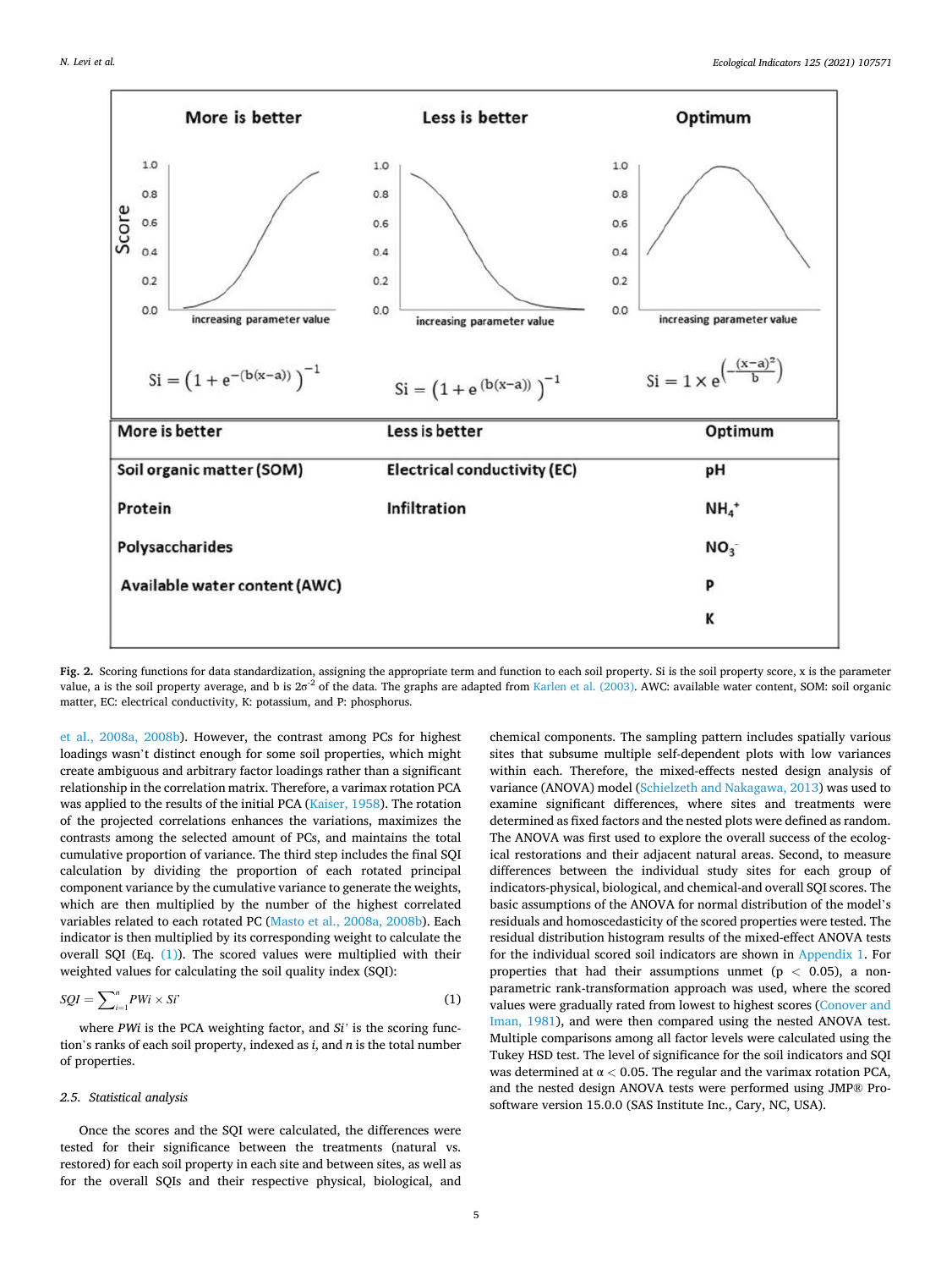More is better

Less is better

Optimum

Score

1.0
0.8
0.6
0.4
0.2
0.0

increasing parameter value

$$Si = \left(1 + e^{-(b(x-a))}\right)^{-1}$$

$$Si = \left(1 + e^{(b(x-a))}\right)^{-1}$$

$$Si = 1 \times e^{\left(-\frac{(x-a)^2}{b}\right)}$$

| More is better | Less is better | Optimum |
|---|---|---|
| Soil organic matter (SOM) | Electrical conductivity (EC) | pH |
| Protein | Infiltration | $NH_4^+$ |
| Polysaccharides | | $NO_3^-$ |
| Available water content (AWC) | | P |
| | | K |

**Fig. 2.** Scoring functions for data standardization, assigning the appropriate term and function to each soil property. Si is the soil property score, x is the parameter value, a is the soil property average, and b is $2\sigma^{-2}$ of the data. The graphs are adapted from Karlen et al. (2003). AWC: available water content, SOM: soil organic matter, EC: electrical conductivity, K: potassium, and P: phosphorus.

et al., 2008a, 2008b). However, the contrast among PCs for highest loadings wasn't distinct enough for some soil properties, which might create ambiguous and arbitrary factor loadings rather than a significant relationship in the correlation matrix. Therefore, a varimax rotation PCA was applied to the results of the initial PCA (Kaiser, 1958). The rotation of the projected correlations enhances the variations, maximizes the contrasts among the selected amount of PCs, and maintains the total cumulative proportion of variance. The third step includes the final SQI calculation by dividing the proportion of each rotated principal component variance by the cumulative variance to generate the weights, which are then multiplied by the number of the highest correlated variables related to each rotated PC (Masto et al., 2008a, 2008b). Each indicator is then multiplied by its corresponding weight to calculate the overall SQI (Eq. (1)). The scored values were multiplied with their weighted values for calculating the soil quality index (SQI):

$$SQI = \sum_{i=1}^{n} PWi \times Si' \tag{1}$$

where *PWi* is the PCA weighting factor, and *Si'* is the scoring function's ranks of each soil property, indexed as *i*, and *n* is the total number of properties.

### 2.5. Statistical analysis

Once the scores and the SQI were calculated, the differences were tested for their significance between the treatments (natural vs. restored) for each soil property in each site and between sites, as well as for the overall SQIs and their respective physical, biological, and chemical components. The sampling pattern includes spatially various sites that subsume multiple self-dependent plots with low variances within each. Therefore, the mixed-effects nested design analysis of variance (ANOVA) model (Schielzeth and Nakagawa, 2013) was used to examine significant differences, where sites and treatments were determined as fixed factors and the nested plots were defined as random. The ANOVA was first used to explore the overall success of the ecological restorations and their adjacent natural areas. Second, to measure differences between the individual study sites for each group of indicators-physical, biological, and chemical-and overall SQI scores. The basic assumptions of the ANOVA for normal distribution of the model's residuals and homoscedasticity of the scored properties were tested. The residual distribution histogram results of the mixed-effect ANOVA tests for the individual scored soil indicators are shown in Appendix 1. For properties that had their assumptions unmet ($p < 0.05$), a non-parametric rank-transformation approach was used, where the scored values were gradually rated from lowest to highest scores (Conover and Iman, 1981), and were then compared using the nested ANOVA test. Multiple comparisons among all factor levels were calculated using the Tukey HSD test. The level of significance for the soil indicators and SQI was determined at $\alpha < 0.05$. The regular and the varimax rotation PCA, and the nested design ANOVA tests were performed using JMP® Pro-software version 15.0.0 (SAS Institute Inc., Cary, NC, USA).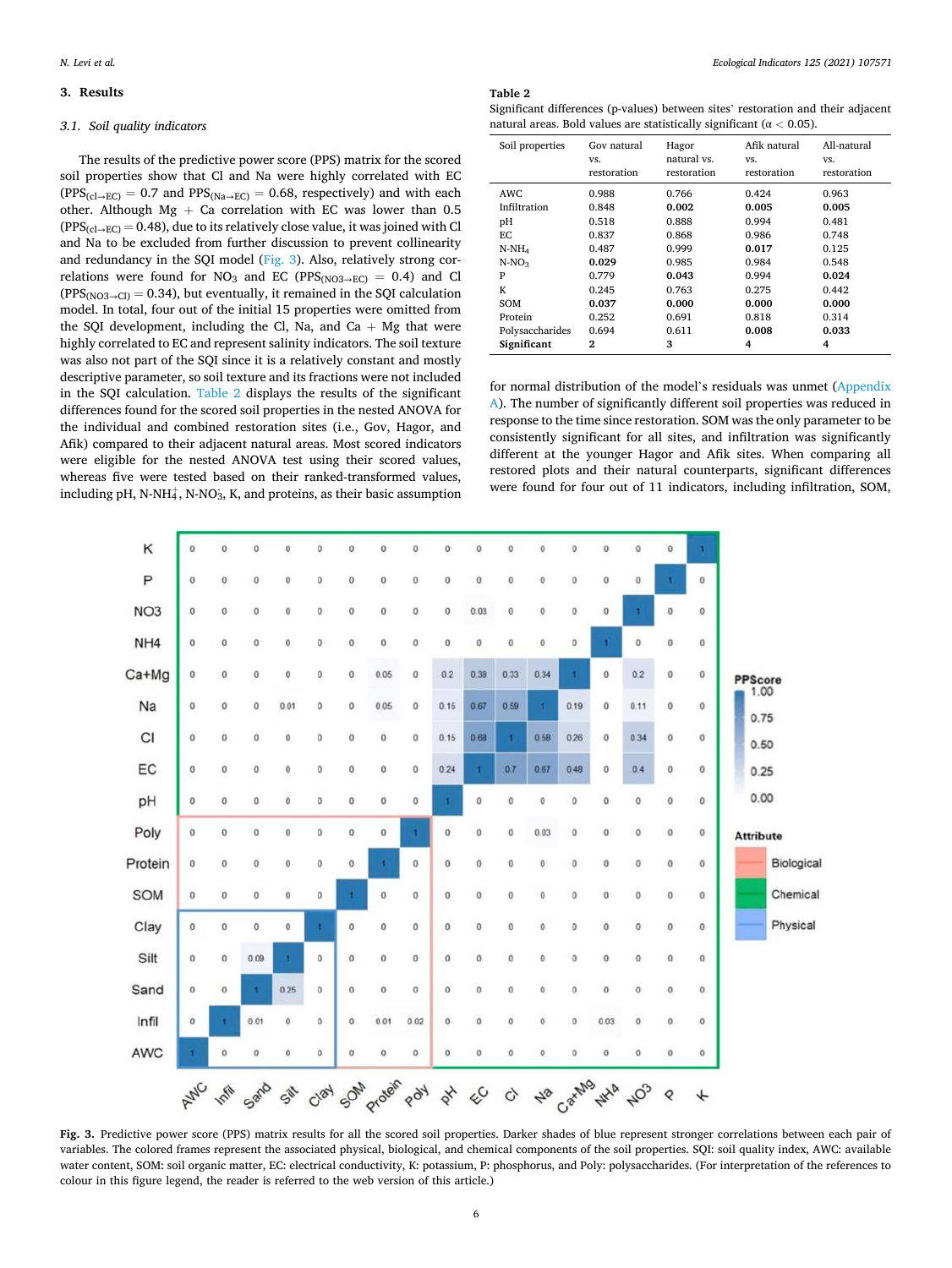## 3. Results

### 3.1. Soil quality indicators

The results of the predictive power score (PPS) matrix for the scored soil properties show that Cl and Na were highly correlated with EC ($PPS_{(cl \rightarrow EC)} = 0.7$ and $PPS_{(Na \rightarrow EC)} = 0.68$, respectively) and with each other. Although Mg + Ca correlation with EC was lower than 0.5 ($PPS_{(cl \rightarrow EC)} = 0.48$), due to its relatively close value, it was joined with Cl and Na to be excluded from further discussion to prevent collinearity and redundancy in the SQI model (Fig. 3). Also, relatively strong correlations were found for $NO_3$ and EC ($PPS_{(NO3 \rightarrow EC)} = 0.4$) and Cl ($PPS_{(NO3 \rightarrow Cl)} = 0.34$), but eventually, it remained in the SQI calculation model. In total, four out of the initial 15 properties were omitted from the SQI development, including the Cl, Na, and Ca + Mg that were highly correlated to EC and represent salinity indicators. The soil texture was also not part of the SQI since it is a relatively constant and mostly descriptive parameter, so soil texture and its fractions were not included in the SQI calculation. Table 2 displays the results of the significant differences found for the scored soil properties in the nested ANOVA for the individual and combined restoration sites (i.e., Gov, Hagor, and Afik) compared to their adjacent natural areas. Most scored indicators were eligible for the nested ANOVA test using their scored values, whereas five were tested based on their ranked-transformed values, including pH, N-$NH_4^+$, N-$NO_3^-$, K, and proteins, as their basic assumption for normal distribution of the model's residuals was unmet (Appendix A). The number of significantly different soil properties was reduced in response to the time since restoration. SOM was the only parameter to be consistently significant for all sites, and infiltration was significantly different at the younger Hagor and Afik sites. When comparing all restored plots and their natural counterparts, significant differences were found for four out of 11 indicators, including infiltration, SOM,

**Table 2**
Significant differences (p-values) between sites' restoration and their adjacent natural areas. Bold values are statistically significant ($\alpha < 0.05$).

| Soil properties | Gov natural vs. restoration | Hagor natural vs. restoration | Afik natural vs. restoration | All-natural vs. restoration |
|---|---|---|---|---|
| AWC | 0.988 | 0.766 | 0.424 | 0.963 |
| Infiltration | 0.848 | **0.002** | **0.005** | **0.005** |
| pH | 0.518 | 0.888 | 0.994 | 0.481 |
| EC | 0.837 | 0.868 | 0.986 | 0.748 |
| N-$NH_4$ | 0.487 | 0.999 | **0.017** | 0.125 |
| N-$NO_3$ | **0.029** | 0.985 | 0.984 | 0.548 |
| P | 0.779 | **0.043** | 0.994 | **0.024** |
| K | 0.245 | 0.763 | 0.275 | 0.442 |
| SOM | **0.037** | **0.000** | **0.000** | **0.000** |
| Protein | 0.252 | 0.691 | 0.818 | 0.314 |
| Polysaccharides | 0.694 | 0.611 | **0.008** | **0.033** |
| **Significant** | **2** | **3** | **4** | **4** |

Fig. 3. Predictive power score (PPS) matrix results for all the scored soil properties. Darker shades of blue represent stronger correlations between each pair of variables. The colored frames represent the associated physical, biological, and chemical components of the soil properties. SQI: soil quality index, AWC: available water content, SOM: soil organic matter, EC: electrical conductivity, K: potassium, P: phosphorus, and Poly: polysaccharides. (For interpretation of the references to colour in this figure legend, the reader is referred to the web version of this article.)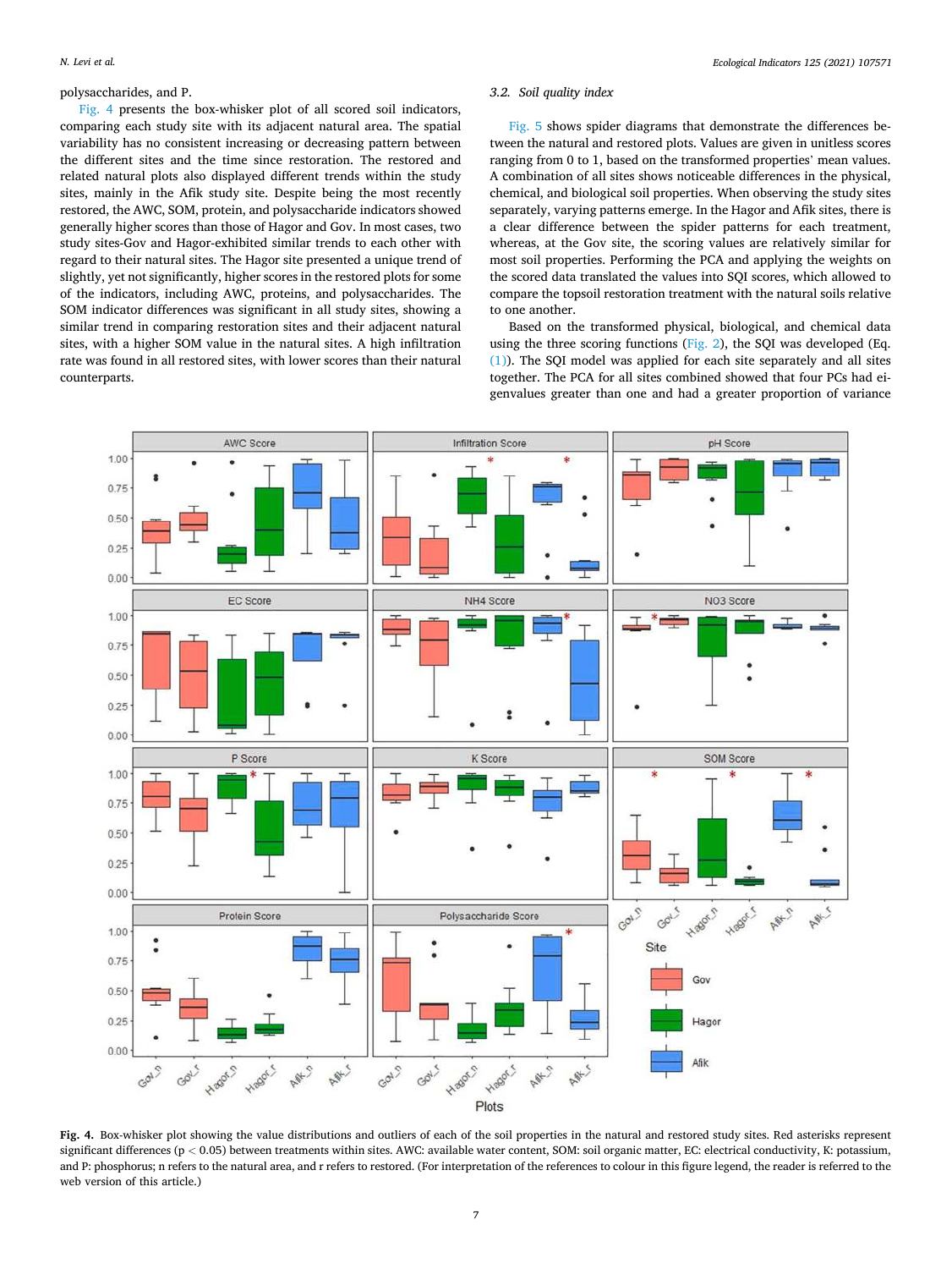polysaccharides, and P.

Fig. 4 presents the box-whisker plot of all scored soil indicators, comparing each study site with its adjacent natural area. The spatial variability has no consistent increasing or decreasing pattern between the different sites and the time since restoration. The restored and related natural plots also displayed different trends within the study sites, mainly in the Afik study site. Despite being the most recently restored, the AWC, SOM, protein, and polysaccharide indicators showed generally higher scores than those of Hagor and Gov. In most cases, two study sites-Gov and Hagor-exhibited similar trends to each other with regard to their natural sites. The Hagor site presented a unique trend of slightly, yet not significantly, higher scores in the restored plots for some of the indicators, including AWC, proteins, and polysaccharides. The SOM indicator differences was significant in all study sites, showing a similar trend in comparing restoration sites and their adjacent natural sites, with a higher SOM value in the natural sites. A high infiltration rate was found in all restored sites, with lower scores than their natural counterparts.

### 3.2. Soil quality index

Fig. 5 shows spider diagrams that demonstrate the differences between the natural and restored plots. Values are given in unitless scores ranging from 0 to 1, based on the transformed properties' mean values. A combination of all sites shows noticeable differences in the physical, chemical, and biological soil properties. When observing the study sites separately, varying patterns emerge. In the Hagor and Afik sites, there is a clear difference between the spider patterns for each treatment, whereas, at the Gov site, the scoring values are relatively similar for most soil properties. Performing the PCA and applying the weights on the scored data translated the values into SQI scores, which allowed to compare the topsoil restoration treatment with the natural soils relative to one another.

Based on the transformed physical, biological, and chemical data using the three scoring functions (Fig. 2), the SQI was developed (Eq. (1)). The SQI model was applied for each site separately and all sites together. The PCA for all sites combined showed that four PCs had eigenvalues greater than one and had a greater proportion of variance

AWC Score
Infiltration Score
pH Score
EC Score
NH4 Score
NO3 Score
P Score
K Score
SOM Score
Protein Score
Polysaccharide Score
1.00
0.75
0.50
0.25
0.00
Gov_n
Gov_r
Hagor_n
Hagor_r
Afik_n
Afik_r
Plots
Site
Gov
Hagor
Afik

**Fig. 4.** Box-whisker plot showing the value distributions and outliers of each of the soil properties in the natural and restored study sites. Red asterisks represent significant differences ($p < 0.05$) between treatments within sites. AWC: available water content, SOM: soil organic matter, EC: electrical conductivity, K: potassium, and P: phosphorus; n refers to the natural area, and r refers to restored. (For interpretation of the references to colour in this figure legend, the reader is referred to the web version of this article.)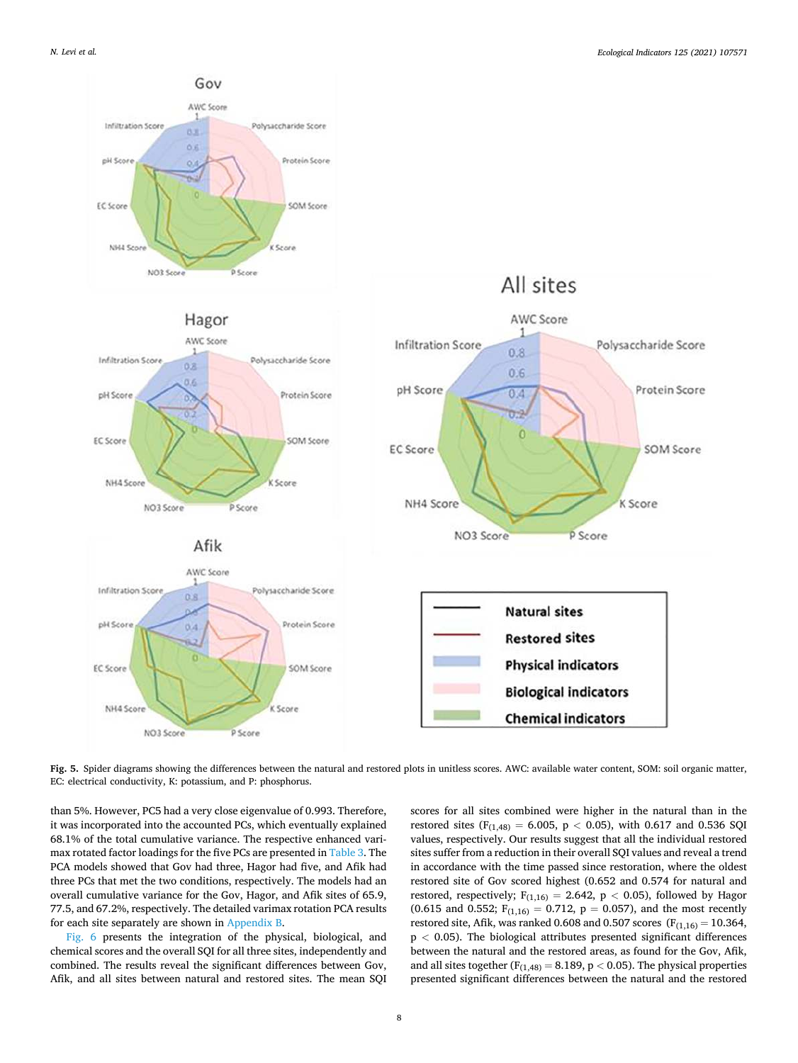Gov

AWC Score
Polysaccharide Score
Protein Score
SOM Score
K Score
P Score
NO3 Score
NH4 Score
EC Score
pH Score
Infiltration Score
1
0.8
0.6
0.4
0.2
0

Hagor

AWC Score
Polysaccharide Score
Protein Score
SOM Score
K Score
P Score
NO3 Score
NH4 Score
EC Score
pH Score
Infiltration Score
1
0.8
0.6
0.4
0.2
0

Afik

AWC Score
Polysaccharide Score
Protein Score
SOM Score
K Score
P Score
NO3 Score
NH4 Score
EC Score
pH Score
Infiltration Score
1
0.8
0.6
0.4
0.2
0

All sites

AWC Score
Polysaccharide Score
Protein Score
SOM Score
K Score
P Score
NO3 Score
NH4 Score
EC Score
pH Score
Infiltration Score
1
0.8
0.6
0.4
0.2
0

Natural sites
Restored sites
Physical indicators
Biological indicators
Chemical indicators

**Fig. 5.** Spider diagrams showing the differences between the natural and restored plots in unitless scores. AWC: available water content, SOM: soil organic matter, EC: electrical conductivity, K: potassium, and P: phosphorus.

than 5%. However, PC5 had a very close eigenvalue of 0.993. Therefore, it was incorporated into the accounted PCs, which eventually explained 68.1% of the total cumulative variance. The respective enhanced varimax rotated factor loadings for the five PCs are presented in Table 3. The PCA models showed that Gov had three, Hagor had five, and Afik had three PCs that met the two conditions, respectively. The models had an overall cumulative variance for the Gov, Hagor, and Afik sites of 65.9, 77.5, and 67.2%, respectively. The detailed varimax rotation PCA results for each site separately are shown in Appendix B.

Fig. 6 presents the integration of the physical, biological, and chemical scores and the overall SQI for all three sites, independently and combined. The results reveal the significant differences between Gov, Afik, and all sites between natural and restored sites. The mean SQI scores for all sites combined were higher in the natural than in the restored sites ($F_{(1,48)} = 6.005$, $p < 0.05$), with 0.617 and 0.536 SQI values, respectively. Our results suggest that all the individual restored sites suffer from a reduction in their overall SQI values and reveal a trend in accordance with the time passed since restoration, where the oldest restored site of Gov scored highest (0.652 and 0.574 for natural and restored, respectively; $F_{(1,16)} = 2.642$, $p < 0.05$), followed by Hagor (0.615 and 0.552; $F_{(1,16)} = 0.712$, $p = 0.057$), and the most recently restored site, Afik, was ranked 0.608 and 0.507 scores ($F_{(1,16)} = 10.364$, $p < 0.05$). The biological attributes presented significant differences between the natural and the restored areas, as found for the Gov, Afik, and all sites together ($F_{(1,48)} = 8.189$, $p < 0.05$). The physical properties presented significant differences between the natural and the restored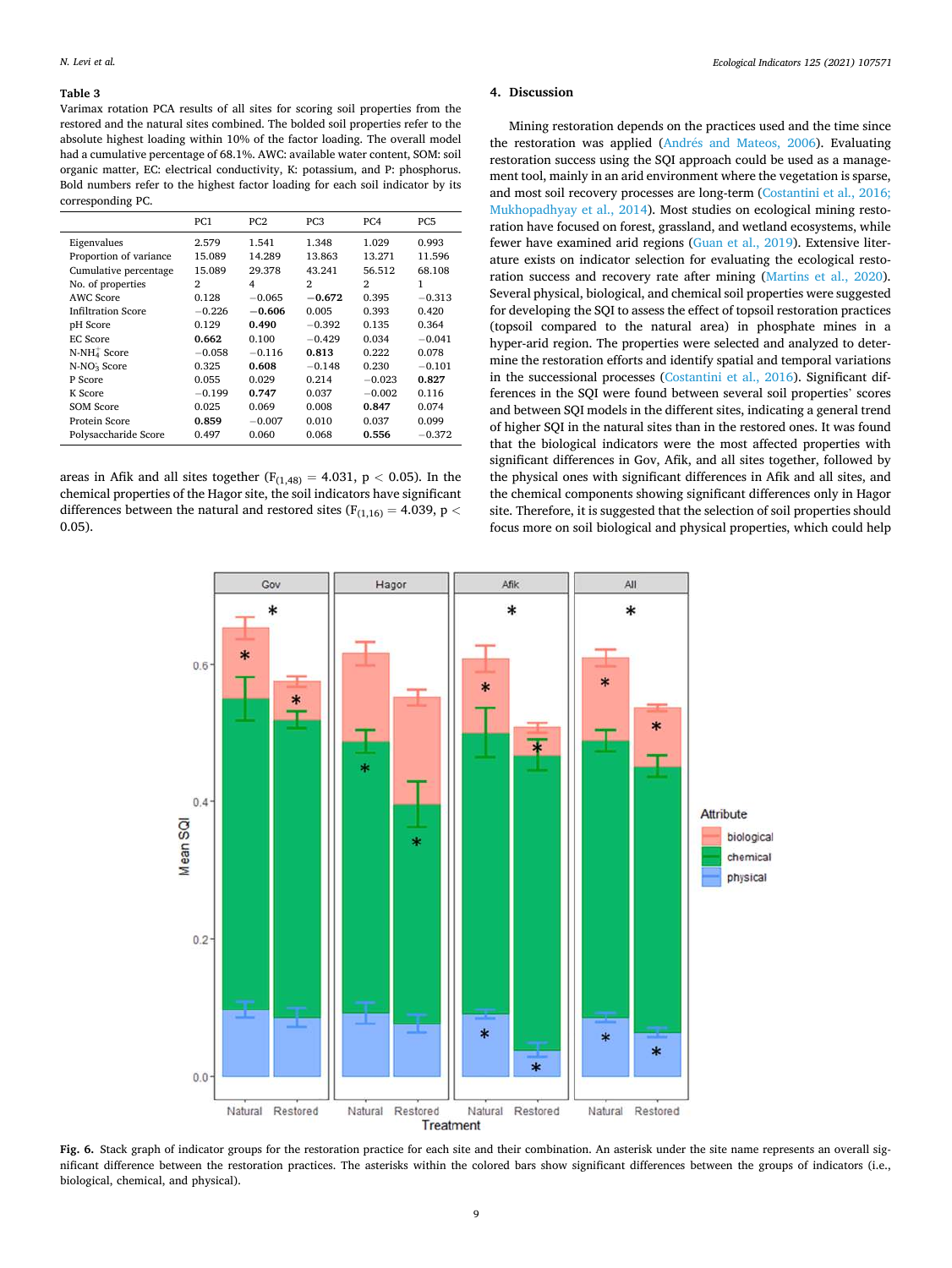**Table 3**
Varimax rotation PCA results of all sites for scoring soil properties from the restored and the natural sites combined. The bolded soil properties refer to the absolute highest loading within 10% of the factor loading. The overall model had a cumulative percentage of 68.1%. AWC: available water content, SOM: soil organic matter, EC: electrical conductivity, K: potassium, and P: phosphorus. Bold numbers refer to the highest factor loading for each soil indicator by its corresponding PC.

| | PC1 | PC2 | PC3 | PC4 | PC5 |
|---|---|---|---|---|---|
| Eigenvalues | 2.579 | 1.541 | 1.348 | 1.029 | 0.993 |
| Proportion of variance | 15.089 | 14.289 | 13.863 | 13.271 | 11.596 |
| Cumulative percentage | 15.089 | 29.378 | 43.241 | 56.512 | 68.108 |
| No. of properties | 2 | 4 | 2 | 2 | 1 |
| AWC Score | 0.128 | −0.065 | **−0.672** | 0.395 | −0.313 |
| Infiltration Score | −0.226 | **−0.606** | 0.005 | 0.393 | 0.420 |
| pH Score | 0.129 | **0.490** | −0.392 | 0.135 | 0.364 |
| EC Score | **0.662** | 0.100 | −0.429 | 0.034 | −0.041 |
| N-$NH_4^+$ Score | −0.058 | −0.116 | **0.813** | 0.222 | 0.078 |
| N-$NO_3$ Score | 0.325 | **0.608** | −0.148 | 0.230 | −0.101 |
| P Score | 0.055 | 0.029 | 0.214 | −0.023 | **0.827** |
| K Score | −0.199 | **0.747** | 0.037 | −0.002 | 0.116 |
| SOM Score | 0.025 | 0.069 | 0.008 | **0.847** | 0.074 |
| Protein Score | **0.859** | −0.007 | 0.010 | 0.037 | 0.099 |
| Polysaccharide Score | 0.497 | 0.060 | 0.068 | **0.556** | −0.372 |

areas in Afik and all sites together ($F_{(1,48)} = 4.031$, $p < 0.05$). In the chemical properties of the Hagor site, the soil indicators have significant differences between the natural and restored sites ($F_{(1,16)} = 4.039$, $p < 0.05$).

## 4. Discussion

Mining restoration depends on the practices used and the time since the restoration was applied (Andrés and Mateos, 2006). Evaluating restoration success using the SQI approach could be used as a management tool, mainly in an arid environment where the vegetation is sparse, and most soil recovery processes are long-term (Costantini et al., 2016; Mukhopadhyay et al., 2014). Most studies on ecological mining restoration have focused on forest, grassland, and wetland ecosystems, while fewer have examined arid regions (Guan et al., 2019). Extensive literature exists on indicator selection for evaluating the ecological restoration success and recovery rate after mining (Martins et al., 2020). Several physical, biological, and chemical soil properties were suggested for developing the SQI to assess the effect of topsoil restoration practices (topsoil compared to the natural area) in phosphate mines in a hyper-arid region. The properties were selected and analyzed to determine the restoration efforts and identify spatial and temporal variations in the successional processes (Costantini et al., 2016). Significant differences in the SQI were found between several soil properties' scores and between SQI models in the different sites, indicating a general trend of higher SQI in the natural sites than in the restored ones. It was found that the biological indicators were the most affected properties with significant differences in Gov, Afik, and all sites together, followed by the physical ones with significant differences in Afik and all sites, and the chemical components showing significant differences only in Hagor site. Therefore, it is suggested that the selection of soil properties should focus more on soil biological and physical properties, which could help

Gov
Hagor
Afik
All
Mean SQI
0.0
0.2
0.4
0.6
Natural Restored Natural Restored Natural Restored Natural Restored
Treatment
Attribute
biological
chemical
physical

**Fig. 6.** Stack graph of indicator groups for the restoration practice for each site and their combination. An asterisk under the site name represents an overall significant difference between the restoration practices. The asterisks within the colored bars show significant differences between the groups of indicators (i.e., biological, chemical, and physical).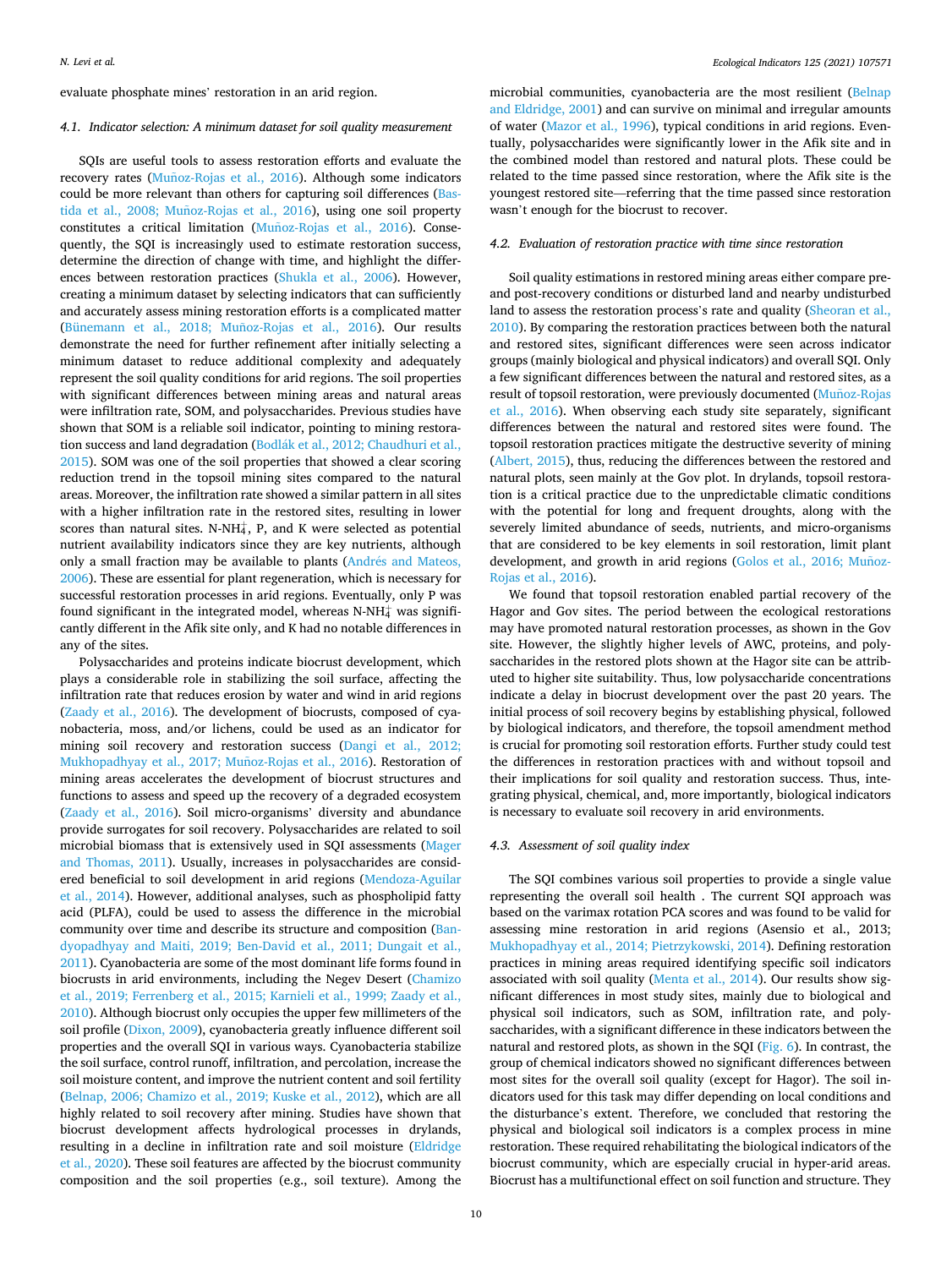evaluate phosphate mines' restoration in an arid region.

### 4.1. Indicator selection: A minimum dataset for soil quality measurement

SQIs are useful tools to assess restoration efforts and evaluate the recovery rates (Muñoz-Rojas et al., 2016). Although some indicators could be more relevant than others for capturing soil differences (Bastida et al., 2008; Muñoz-Rojas et al., 2016), using one soil property constitutes a critical limitation (Muñoz-Rojas et al., 2016). Consequently, the SQI is increasingly used to estimate restoration success, determine the direction of change with time, and highlight the differences between restoration practices (Shukla et al., 2006). However, creating a minimum dataset by selecting indicators that can sufficiently and accurately assess mining restoration efforts is a complicated matter (Bünemann et al., 2018; Muñoz-Rojas et al., 2016). Our results demonstrate the need for further refinement after initially selecting a minimum dataset to reduce additional complexity and adequately represent the soil quality conditions for arid regions. The soil properties with significant differences between mining areas and natural areas were infiltration rate, SOM, and polysaccharides. Previous studies have shown that SOM is a reliable soil indicator, pointing to mining restoration success and land degradation (Bodlák et al., 2012; Chaudhuri et al., 2015). SOM was one of the soil properties that showed a clear scoring reduction trend in the topsoil mining sites compared to the natural areas. Moreover, the infiltration rate showed a similar pattern in all sites with a higher infiltration rate in the restored sites, resulting in lower scores than natural sites. $N\text{-}NH_4^+$, P, and K were selected as potential nutrient availability indicators since they are key nutrients, although only a small fraction may be available to plants (Andrés and Mateos, 2006). These are essential for plant regeneration, which is necessary for successful restoration processes in arid regions. Eventually, only P was found significant in the integrated model, whereas $N\text{-}NH_4^+$ was significantly different in the Afik site only, and K had no notable differences in any of the sites.

Polysaccharides and proteins indicate biocrust development, which plays a considerable role in stabilizing the soil surface, affecting the infiltration rate that reduces erosion by water and wind in arid regions (Zaady et al., 2016). The development of biocrusts, composed of cyanobacteria, moss, and/or lichens, could be used as an indicator for mining soil recovery and restoration success (Dangi et al., 2012; Mukhopadhyay et al., 2017; Muñoz-Rojas et al., 2016). Restoration of mining areas accelerates the development of biocrust structures and functions to assess and speed up the recovery of a degraded ecosystem (Zaady et al., 2016). Soil micro-organisms' diversity and abundance provide surrogates for soil recovery. Polysaccharides are related to soil microbial biomass that is extensively used in SQI assessments (Mager and Thomas, 2011). Usually, increases in polysaccharides are considered beneficial to soil development in arid regions (Mendoza-Aguilar et al., 2014). However, additional analyses, such as phospholipid fatty acid (PLFA), could be used to assess the difference in the microbial community over time and describe its structure and composition (Bandyopadhyay and Maiti, 2019; Ben-David et al., 2011; Dungait et al., 2011). Cyanobacteria are some of the most dominant life forms found in biocrusts in arid environments, including the Negev Desert (Chamizo et al., 2019; Ferrenberg et al., 2015; Karnieli et al., 1999; Zaady et al., 2010). Although biocrust only occupies the upper few millimeters of the soil profile (Dixon, 2009), cyanobacteria greatly influence different soil properties and the overall SQI in various ways. Cyanobacteria stabilize the soil surface, control runoff, infiltration, and percolation, increase the soil moisture content, and improve the nutrient content and soil fertility (Belnap, 2006; Chamizo et al., 2019; Kuske et al., 2012), which are all highly related to soil recovery after mining. Studies have shown that biocrust development affects hydrological processes in drylands, resulting in a decline in infiltration rate and soil moisture (Eldridge et al., 2020). These soil features are affected by the biocrust community composition and the soil properties (e.g., soil texture). Among the microbial communities, cyanobacteria are the most resilient (Belnap and Eldridge, 2001) and can survive on minimal and irregular amounts of water (Mazor et al., 1996), typical conditions in arid regions. Eventually, polysaccharides were significantly lower in the Afik site and in the combined model than restored and natural plots. These could be related to the time passed since restoration, where the Afik site is the youngest restored site—referring that the time passed since restoration wasn't enough for the biocrust to recover.

### 4.2. Evaluation of restoration practice with time since restoration

Soil quality estimations in restored mining areas either compare pre- and post-recovery conditions or disturbed land and nearby undisturbed land to assess the restoration process's rate and quality (Sheoran et al., 2010). By comparing the restoration practices between both the natural and restored sites, significant differences were seen across indicator groups (mainly biological and physical indicators) and overall SQI. Only a few significant differences between the natural and restored sites, as a result of topsoil restoration, were previously documented (Muñoz-Rojas et al., 2016). When observing each study site separately, significant differences between the natural and restored sites were found. The topsoil restoration practices mitigate the destructive severity of mining (Albert, 2015), thus, reducing the differences between the restored and natural plots, seen mainly at the Gov plot. In drylands, topsoil restoration is a critical practice due to the unpredictable climatic conditions with the potential for long and frequent droughts, along with the severely limited abundance of seeds, nutrients, and micro-organisms that are considered to be key elements in soil restoration, limit plant development, and growth in arid regions (Golos et al., 2016; Muñoz-Rojas et al., 2016).

We found that topsoil restoration enabled partial recovery of the Hagor and Gov sites. The period between the ecological restorations may have promoted natural restoration processes, as shown in the Gov site. However, the slightly higher levels of AWC, proteins, and polysaccharides in the restored plots shown at the Hagor site can be attributed to higher site suitability. Thus, low polysaccharide concentrations indicate a delay in biocrust development over the past 20 years. The initial process of soil recovery begins by establishing physical, followed by biological indicators, and therefore, the topsoil amendment method is crucial for promoting soil restoration efforts. Further study could test the differences in restoration practices with and without topsoil and their implications for soil quality and restoration success. Thus, integrating physical, chemical, and, more importantly, biological indicators is necessary to evaluate soil recovery in arid environments.

### 4.3. Assessment of soil quality index

The SQI combines various soil properties to provide a single value representing the overall soil health . The current SQI approach was based on the varimax rotation PCA scores and was found to be valid for assessing mine restoration in arid regions (Asensio et al., 2013; Mukhopadhyay et al., 2014; Pietrzykowski, 2014). Defining restoration practices in mining areas required identifying specific soil indicators associated with soil quality (Menta et al., 2014). Our results show significant differences in most study sites, mainly due to biological and physical soil indicators, such as SOM, infiltration rate, and polysaccharides, with a significant difference in these indicators between the natural and restored plots, as shown in the SQI (Fig. 6). In contrast, the group of chemical indicators showed no significant differences between most sites for the overall soil quality (except for Hagor). The soil indicators used for this task may differ depending on local conditions and the disturbance's extent. Therefore, we concluded that restoring the physical and biological soil indicators is a complex process in mine restoration. These required rehabilitating the biological indicators of the biocrust community, which are especially crucial in hyper-arid areas. Biocrust has a multifunctional effect on soil function and structure. They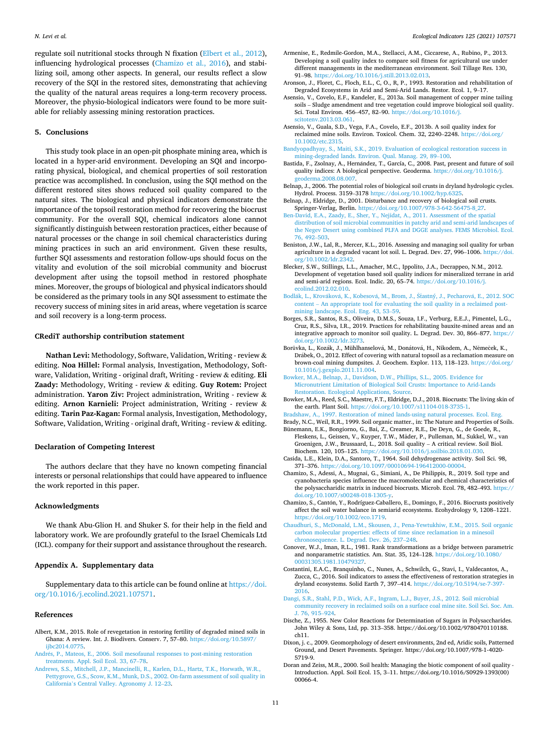regulate soil nutritional stocks through N fixation (Elbert et al., 2012), influencing hydrological processes (Chamizo et al., 2016), and stabilizing soil, among other aspects. In general, our results reflect a slow recovery of the SQI in the restored sites, demonstrating that achieving the quality of the natural areas requires a long-term recovery process. Moreover, the physio-biological indicators were found to be more suitable for reliably assessing mining restoration practices.

## 5. Conclusions

This study took place in an open-pit phosphate mining area, which is located in a hyper-arid environment. Developing an SQI and incorporating physical, biological, and chemical properties of soil restoration practice was accomplished. In conclusion, using the SQI method on the different restored sites shows reduced soil quality compared to the natural sites. The biological and physical indicators demonstrate the importance of the topsoil restoration method for recovering the biocrust community. For the overall SQI, chemical indicators alone cannot significantly distinguish between restoration practices, either because of natural processes or the change in soil chemical characteristics during mining practices in such an arid environment. Given these results, further SQI assessments and restoration follow-ups should focus on the vitality and evolution of the soil microbial community and biocrust development after using the topsoil method in restored phosphate mines. Moreover, the groups of biological and physical indicators should be considered as the primary tools in any SQI assessment to estimate the recovery success of mining sites in arid areas, where vegetation is scarce and soil recovery is a long-term process.

## CRediT authorship contribution statement

**Nathan Levi:** Methodology, Software, Validation, Writing - review & editing. **Noa Hillel:** Formal analysis, Investigation, Methodology, Software, Validation, Writing - original draft, Writing - review & editing. **Eli Zaady:** Methodology, Writing - review & editing. **Guy Rotem:** Project administration. **Yaron Ziv:** Project administration, Writing - review & editing. **Arnon Karnieli:** Project administration, Writing - review & editing. **Tarin Paz-Kagan:** Formal analysis, Investigation, Methodology, Software, Validation, Writing - original draft, Writing - review & editing.

## Declaration of Competing Interest

The authors declare that they have no known competing financial interests or personal relationships that could have appeared to influence the work reported in this paper.

## Acknowledgments

We thank Abu-Glion H. and Shuker S. for their help in the field and laboratory work. We are profoundly grateful to the Israel Chemicals Ltd (ICL). company for their support and assistance throughout the research.

## Appendix A. Supplementary data

Supplementary data to this article can be found online at https://doi.org/10.1016/j.ecolind.2021.107571.

## References

Albert, K.M., 2015. Role of revegetation in restoring fertility of degraded mined soils in Ghana: A review. Int. J. Biodivers. Conserv. 7, 57–80. https://doi.org/10.5897/ijbc2014.0775.

Andrés, P., Mateos, E., 2006. Soil mesofaunal responses to post-mining restoration treatments. Appl. Soil Ecol. 33, 67–78.

Andrews, S.S., Mitchell, J.P., Mancinelli, R., Karlen, D.L., Hartz, T.K., Horwath, W.R., Pettygrove, G.S., Scow, K.M., Munk, D.S., 2002. On-farm assessment of soil quality in California's Central Valley. Agronomy J. 12–23.

Armenise, E., Redmile-Gordon, M.A., Stellacci, A.M., Ciccarese, A., Rubino, P., 2013. Developing a soil quality index to compare soil fitness for agricultural use under different managements in the mediterranean environment. Soil Tillage Res. 130, 91–98. https://doi.org/10.1016/j.still.2013.02.013.

Aronson, J., Floret, C., Floch, E.L., C, O., R, P., 1993. Restoration and rehabilitation of Degraded Ecosystems in Arid and Semi-Arid Lands. Restor. Ecol. 1, 9–17.

Asensio, V., Covelo, E.F., Kandeler, E., 2013a. Soil management of copper mine tailing soils – Sludge amendment and tree vegetation could improve biological soil quality. Sci. Total Environ. 456–457, 82–90. https://doi.org/10.1016/j.scitotenv.2013.03.061.

Asensio, V., Guala, S.D., Vega, F.A., Covelo, E.F., 2013b. A soil quality index for reclaimed mine soils. Environ. Toxicol. Chem. 32, 2240–2248. https://doi.org/10.1002/etc.2315.

Bandyopadhyay, S., Maiti, S.K., 2019. Evaluation of ecological restoration success in mining-degraded lands. Environ. Qual. Manag. 29, 89–100.

Bastida, F., Zsolnay, A., Hernández, T., García, C., 2008. Past, present and future of soil quality indices: A biological perspective. Geoderma. https://doi.org/10.1016/j.geoderma.2008.08.007.

Belnap, J., 2006. The potential roles of biological soil crusts in dryland hydrologic cycles. Hydrol. Process. 3159–3178 https://doi.org/10.1002/hyp.6325.

Belnap, J., Eldridge, D., 2001. Disturbance and recovery of biological soil crusts. Springer-Verlag, Berlin. https://doi.org/10.1007/978-3-642-56475-8_27.

Ben-David, E.A., Zaady, E., Sher, Y., Nejidat, A., 2011. Assessment of the spatial distribution of soil microbial communities in patchy arid and semi-arid landscapes of the Negev Desert using combined PLFA and DGGE analyses. FEMS Microbiol. Ecol. 76, 492–503.

Beniston, J.W., Lal, R., Mercer, K.L., 2016. Assessing and managing soil quality for urban agriculture in a degraded vacant lot soil. L. Degrad. Dev. 27, 996–1006. https://doi.org/10.1002/ldr.2342.

Blecker, S.W., Stillings, L.L., Amacher, M.C., Ippolito, J.A., Decrappeo, N.M., 2012. Development of vegetation based soil quality indices for mineralized terrane in arid and semi-arid regions. Ecol. Indic. 20, 65–74. https://doi.org/10.1016/j.ecolind.2012.02.010.

Bodlák, L., Křováková, K., Kobesová, M., Brom, J., Šťastný, J., Pecharová, E., 2012. SOC content – An appropriate tool for evaluating the soil quality in a reclaimed post-mining landscape. Ecol. Eng. 43, 53–59.

Borges, S.R., Santos, R.S., Oliveira, D.M.S., Souza, I.F., Verburg, E.E.J., Pimentel, L.G., Cruz, R.S., Silva, I.R., 2019. Practices for rehabilitating bauxite-mined areas and an integrative approach to monitor soil quality. L. Degrad. Dev. 30, 866–877. https://doi.org/10.1002/ldr.3273.

Borůvka, L., Kozák, J., Mühlhanselová, M., Donátová, H., Nikodem, A., Němeček, K., Drábek, O., 2012. Effect of covering with natural topsoil as a reclamation measure on brown-coal mining dumpsites. J. Geochem. Explor. 113, 118–123. https://doi.org/10.1016/j.gexplo.2011.11.004.

Bowker, M.A., Belnap, J., Davidson, D.W., Phillips, S.L., 2005. Evidence for Micronutrient Limitation of Biological Soil Crusts: Importance to Arid-Lands Restoration. Ecological Applications, Source.

Bowker, M.A., Reed, S.C., Maestre, F.T., Eldridge, D.J., 2018. Biocrusts: The living skin of the earth. Plant Soil. https://doi.org/10.1007/s11104-018-3735-1.

Bradshaw, A., 1997. Restoration of mined lands-using natural processes. Ecol. Eng.

Brady, N.C., Weil, R.R., 1999. Soil organic matter., in: The Nature and Properties of Soils.

Bünemann, E.K., Bongiorno, G., Bai, Z., Creamer, R.E., De Deyn, G., de Goede, R., Fleskens, L., Geissen, V., Kuyper, T.W., Mäder, P., Pulleman, M., Sukkel, W., van Groenigen, J.W., Brussaard, L., 2018. Soil quality – A critical review. Soil Biol. Biochem. 120, 105–125. https://doi.org/10.1016/j.soilbio.2018.01.030.

Casida, L.E., Klein, D.A., Santoro, T., 1964. Soil dehydrogenase activity. Soil Sci. 98, 371–376. https://doi.org/10.1097/00010694-196412000-00004.

Chamizo, S., Adessi, A., Mugnai, G., Simiani, A., De Philippis, R., 2019. Soil type and cyanobacteria species influence the macromolecular and chemical characteristics of the polysaccharidic matrix in induced biocrusts. Microb. Ecol. 78, 482–493. https://doi.org/10.1007/s00248-018-1305-y.

Chamizo, S., Cantón, Y., Rodríguez-Caballero, E., Domingo, F., 2016. Biocrusts positively affect the soil water balance in semiarid ecosystems. Ecohydrology 9, 1208–1221. https://doi.org/10.1002/eco.1719.

Chaudhuri, S., McDonald, L.M., Skousen, J., Pena-Yewtukhiw, E.M., 2015. Soil organic carbon molecular properties: effects of time since reclamation in a minesoil chronosequence. L. Degrad. Dev. 26, 237–248.

Conover, W.J., Iman, R.L., 1981. Rank transformations as a bridge between parametric and nonparametric statistics. Am. Stat. 35, 124–128. https://doi.org/10.1080/00031305.1981.10479327.

Costantini, E.A.C., Branquinho, C., Nunes, A., Schwilch, G., Stavi, I., Valdecantos, A., Zucca, C., 2016. Soil indicators to assess the effectiveness of restoration strategies in dryland ecosystems. Solid Earth 7, 397–414. https://doi.org/10.5194/se-7-397-2016.

Dangi, S.R., Stahl, P.D., Wick, A.F., Ingram, L.J., Buyer, J.S., 2012. Soil microbial community recovery in reclaimed soils on a surface coal mine site. Soil Sci. Soc. Am. J. 76, 915–924.

Dische, Z., 1955. New Color Reactions for Determination of Sugars in Polysaccharides. John Wiley & Sons, Ltd, pp. 313–358. https://doi.org/10.1002/9780470110188.ch11.

Dixon, j. c., 2009. Geomorphology of desert environments, 2nd ed, Aridic soils, Patterned Ground, and Desert Pavements. Springer. https://doi.org/10.1007/978-1-4020-5719-9.

Doran and Zeiss, M.R., 2000. Soil health: Managing the biotic component of soil quality - Introduction. Appl. Soil Ecol. 15, 3–11. https://doi.org/10.1016/S0929-1393(00)00066-4.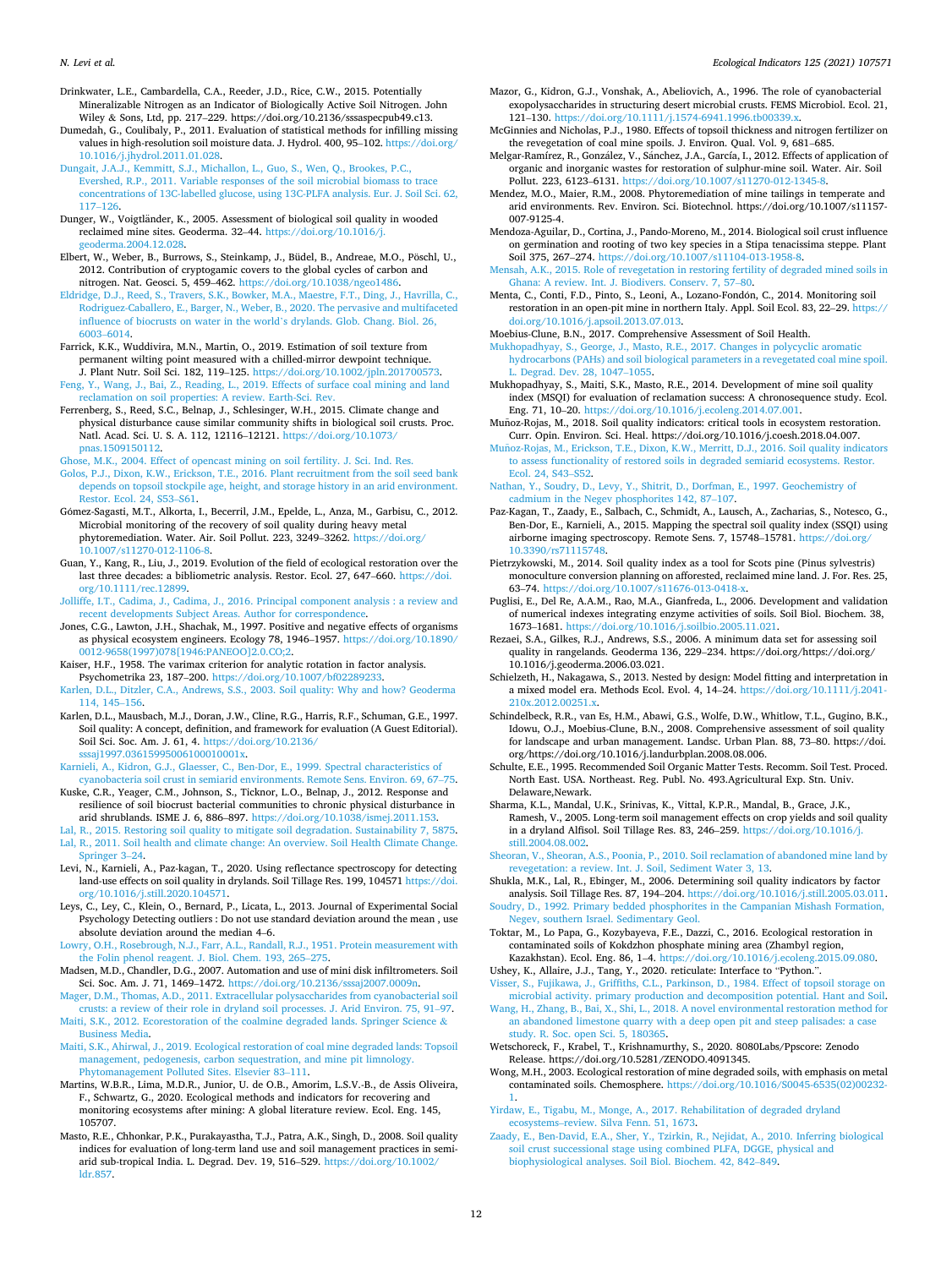Drinkwater, L.E., Cambardella, C.A., Reeder, J.D., Rice, C.W., 2015. Potentially Mineralizable Nitrogen as an Indicator of Biologically Active Soil Nitrogen. John Wiley & Sons, Ltd, pp. 217–229. https://doi.org/10.2136/sssaspecpub49.c13.

Dumedah, G., Coulibaly, P., 2011. Evaluation of statistical methods for infilling missing values in high-resolution soil moisture data. J. Hydrol. 400, 95–102. https://doi.org/10.1016/j.jhydrol.2011.01.028.

Dungait, J.A.J., Kemmitt, S.J., Michallon, L., Guo, S., Wen, Q., Brookes, P.C., Evershed, R.P., 2011. Variable responses of the soil microbial biomass to trace concentrations of 13C-labelled glucose, using 13C-PLFA analysis. Eur. J. Soil Sci. 62, 117–126.

Dunger, W., Voigtländer, K., 2005. Assessment of biological soil quality in wooded reclaimed mine sites. Geoderma. 32–44. https://doi.org/10.1016/j.geoderma.2004.12.028.

Elbert, W., Weber, B., Burrows, S., Steinkamp, J., Büdel, B., Andreae, M.O., Pöschl, U., 2012. Contribution of cryptogamic covers to the global cycles of carbon and nitrogen. Nat. Geosci. 5, 459–462. https://doi.org/10.1038/ngeo1486.

Eldridge, D.J., Reed, S., Travers, S.K., Bowker, M.A., Maestre, F.T., Ding, J., Havrilla, C., Rodriguez-Caballero, E., Barger, N., Weber, B., 2020. The pervasive and multifaceted influence of biocrusts on water in the world's drylands. Glob. Chang. Biol. 26, 6003–6014.

Farrick, K.K., Wuddivira, M.N., Martin, O., 2019. Estimation of soil texture from permanent wilting point measured with a chilled-mirror dewpoint technique. J. Plant Nutr. Soil Sci. 182, 119–125. https://doi.org/10.1002/jpln.201700573.

Feng, Y., Wang, J., Bai, Z., Reading, L., 2019. Effects of surface coal mining and land reclamation on soil properties: A review. Earth-Sci. Rev.

Ferrenberg, S., Reed, S.C., Belnap, J., Schlesinger, W.H., 2015. Climate change and physical disturbance cause similar community shifts in biological soil crusts. Proc. Natl. Acad. Sci. U. S. A. 112, 12116–12121. https://doi.org/10.1073/pnas.1509150112.

Ghose, M.K., 2004. Effect of opencast mining on soil fertility. J. Sci. Ind. Res.

Golos, P.J., Dixon, K.W., Erickson, T.E., 2016. Plant recruitment from the soil seed bank depends on topsoil stockpile age, height, and storage history in an arid environment. Restor. Ecol. 24, S53–S61.

Gómez-Sagasti, M.T., Alkorta, I., Becerril, J.M., Epelde, L., Anza, M., Garbisu, C., 2012. Microbial monitoring of the recovery of soil quality during heavy metal phytoremediation. Water. Air. Soil Pollut. 223, 3249–3262. https://doi.org/10.1007/s11270-012-1106-8.

Guan, Y., Kang, R., Liu, J., 2019. Evolution of the field of ecological restoration over the last three decades: a bibliometric analysis. Restor. Ecol. 27, 647–660. https://doi.org/10.1111/rec.12899.

Jolliffe, I.T., Cadima, J., Cadima, J., 2016. Principal component analysis : a review and recent developments Subject Areas. Author for correspondence.

Jones, C.G., Lawton, J.H., Shachak, M., 1997. Positive and negative effects of organisms as physical ecosystem engineers. Ecology 78, 1946–1957. https://doi.org/10.1890/0012-9658(1997)078[1946:PANEOO]2.0.CO;2.

Kaiser, H.F., 1958. The varimax criterion for analytic rotation in factor analysis. Psychometrika 23, 187–200. https://doi.org/10.1007/bf02289233.

Karlen, D.L., Ditzler, C.A., Andrews, S.S., 2003. Soil quality: Why and how? Geoderma 114, 145–156.

Karlen, D.L., Mausbach, M.J., Doran, J.W., Cline, R.G., Harris, R.F., Schuman, G.E., 1997. Soil quality: A concept, definition, and framework for evaluation (A Guest Editorial). Soil Sci. Soc. Am. J. 61, 4. https://doi.org/10.2136/sssaj1997.03615995006100010001x.

Karnieli, A., Kidron, G.J., Glaesser, C., Ben-Dor, E., 1999. Spectral characteristics of cyanobacteria soil crust in semiarid environments. Remote Sens. Environ. 69, 67–75.

Kuske, C.R., Yeager, C.M., Johnson, S., Ticknor, L.O., Belnap, J., 2012. Response and resilience of soil biocrust bacterial communities to chronic physical disturbance in arid shrublands. ISME J. 6, 886–897. https://doi.org/10.1038/ismej.2011.153.

Lal, R., 2015. Restoring soil quality to mitigate soil degradation. Sustainability 7, 5875.

Lal, R., 2011. Soil health and climate change: An overview. Soil Health Climate Change. Springer 3–24.

Levi, N., Karnieli, A., Paz-kagan, T., 2020. Using reflectance spectroscopy for detecting land-use effects on soil quality in drylands. Soil Tillage Res. 199, 104571 https://doi.org/10.1016/j.still.2020.104571.

Leys, C., Ley, C., Klein, O., Bernard, P., Licata, L., 2013. Journal of Experimental Social Psychology Detecting outliers : Do not use standard deviation around the mean , use absolute deviation around the median 4–6.

Lowry, O.H., Rosebrough, N.J., Farr, A.L., Randall, R.J., 1951. Protein measurement with the Folin phenol reagent. J. Biol. Chem. 193, 265–275.

Madsen, M.D., Chandler, D.G., 2007. Automation and use of mini disk infiltrometers. Soil Sci. Soc. Am. J. 71, 1469–1472. https://doi.org/10.2136/sssaj2007.0009n.

Mager, D.M., Thomas, A.D., 2011. Extracellular polysaccharides from cyanobacterial soil crusts: a review of their role in dryland soil processes. J. Arid Environ. 75, 91–97.

Maiti, S.K., 2012. Ecorestoration of the coalmine degraded lands. Springer Science & Business Media.

Maiti, S.K., Ahirwal, J., 2019. Ecological restoration of coal mine degraded lands: Topsoil management, pedogenesis, carbon sequestration, and mine pit limnology. Phytomanagement Polluted Sites. Elsevier 83–111.

Martins, W.B.R., Lima, M.D.R., Junior, U. de O.B., Amorim, L.S.V.-B., de Assis Oliveira, F., Schwartz, G., 2020. Ecological methods and indicators for recovering and monitoring ecosystems after mining: A global literature review. Ecol. Eng. 145, 105707.

Masto, R.E., Chhonkar, P.K., Purakayastha, T.J., Patra, A.K., Singh, D., 2008. Soil quality indices for evaluation of long-term land use and soil management practices in semi-arid sub-tropical India. L. Degrad. Dev. 19, 516–529. https://doi.org/10.1002/ldr.857.

Mazor, G., Kidron, G.J., Vonshak, A., Abeliovich, A., 1996. The role of cyanobacterial exopolysaccharides in structuring desert microbial crusts. FEMS Microbiol. Ecol. 21, 121–130. https://doi.org/10.1111/j.1574-6941.1996.tb00339.x.

McGinnies and Nicholas, P.J., 1980. Effects of topsoil thickness and nitrogen fertilizer on the revegetation of coal mine spoils. J. Environ. Qual. Vol. 9, 681–685.

Melgar-Ramírez, R., González, V., Sánchez, J.A., García, I., 2012. Effects of application of organic and inorganic wastes for restoration of sulphur-mine soil. Water. Air. Soil Pollut. 223, 6123–6131. https://doi.org/10.1007/s11270-012-1345-8.

Mendez, M.O., Maier, R.M., 2008. Phytoremediation of mine tailings in temperate and arid environments. Rev. Environ. Sci. Biotechnol. https://doi.org/10.1007/s11157-007-9125-4.

Mendoza-Aguilar, D., Cortina, J., Pando-Moreno, M., 2014. Biological soil crust influence on germination and rooting of two key species in a Stipa tenacissima steppe. Plant Soil 375, 267–274. https://doi.org/10.1007/s11104-013-1958-8.

Mensah, A.K., 2015. Role of revegetation in restoring fertility of degraded mined soils in Ghana: A review. Int. J. Biodivers. Conserv. 7, 57–80.

Menta, C., Conti, F.D., Pinto, S., Leoni, A., Lozano-Fondón, C., 2014. Monitoring soil restoration in an open-pit mine in northern Italy. Appl. Soil Ecol. 83, 22–29. https://doi.org/10.1016/j.apsoil.2013.07.013.

Moebius-Clune, B.N., 2017. Comprehensive Assessment of Soil Health.

Mukhopadhyay, S., George, J., Masto, R.E., 2017. Changes in polycyclic aromatic hydrocarbons (PAHs) and soil biological parameters in a revegetated coal mine spoil. L. Degrad. Dev. 28, 1047–1055.

Mukhopadhyay, S., Maiti, S.K., Masto, R.E., 2014. Development of mine soil quality index (MSQI) for evaluation of reclamation success: A chronosequence study. Ecol. Eng. 71, 10–20. https://doi.org/10.1016/j.ecoleng.2014.07.001.

Muñoz-Rojas, M., 2018. Soil quality indicators: critical tools in ecosystem restoration. Curr. Opin. Environ. Sci. Heal. https://doi.org/10.1016/j.coesh.2018.04.007.

Muñoz-Rojas, M., Erickson, T.E., Dixon, K.W., Merritt, D.J., 2016. Soil quality indicators to assess functionality of restored soils in degraded semiarid ecosystems. Restor. Ecol. 24, S43–S52.

Nathan, Y., Soudry, D., Levy, Y., Shitrit, D., Dorfman, E., 1997. Geochemistry of cadmium in the Negev phosphorites 142, 87–107.

Paz-Kagan, T., Zaady, E., Salbach, C., Schmidt, A., Lausch, A., Zacharias, S., Notesco, G., Ben-Dor, E., Karnieli, A., 2015. Mapping the spectral soil quality index (SSQI) using airborne imaging spectroscopy. Remote Sens. 7, 15748–15781. https://doi.org/10.3390/rs71115748.

Pietrzykowski, M., 2014. Soil quality index as a tool for Scots pine (Pinus sylvestris) monoculture conversion planning on afforested, reclaimed mine land. J. For. Res. 25, 63–74. https://doi.org/10.1007/s11676-013-0418-x.

Puglisi, E., Del Re, A.A.M., Rao, M.A., Gianfreda, L., 2006. Development and validation of numerical indexes integrating enzyme activities of soils. Soil Biol. Biochem. 38, 1673–1681. https://doi.org/10.1016/j.soilbio.2005.11.021.

Rezaei, S.A., Gilkes, R.J., Andrews, S.S., 2006. A minimum data set for assessing soil quality in rangelands. Geoderma 136, 229–234. https://doi.org/https://doi.org/10.1016/j.geoderma.2006.03.021.

Schielzeth, H., Nakagawa, S., 2013. Nested by design: Model fitting and interpretation in a mixed model era. Methods Ecol. Evol. 4, 14–24. https://doi.org/10.1111/j.2041-210x.2012.00251.x.

Schindelbeck, R.R., van Es, H.M., Abawi, G.S., Wolfe, D.W., Whitlow, T.L., Gugino, B.K., Idowu, O.J., Moebius-Clune, B.N., 2008. Comprehensive assessment of soil quality for landscape and urban management. Landsc. Urban Plan. 88, 73–80. https://doi.org/https://doi.org/10.1016/j.landurbplan.2008.08.006.

Schulte, E.E., 1995. Recommended Soil Organic Matter Tests. Recomm. Soil Test. Proced. North East. USA. Northeast. Reg. Publ. No. 493.Agricultural Exp. Stn. Univ. Delaware,Newark.

Sharma, K.L., Mandal, U.K., Srinivas, K., Vittal, K.P.R., Mandal, B., Grace, J.K., Ramesh, V., 2005. Long-term soil management effects on crop yields and soil quality in a dryland Alfisol. Soil Tillage Res. 83, 246–259. https://doi.org/10.1016/j.still.2004.08.002.

Sheoran, V., Sheoran, A.S., Poonia, P., 2010. Soil reclamation of abandoned mine land by revegetation: a review. Int. J. Soil, Sediment Water 3, 13.

Shukla, M.K., Lal, R., Ebinger, M., 2006. Determining soil quality indicators by factor analysis. Soil Tillage Res. 87, 194–204. https://doi.org/10.1016/j.still.2005.03.011.

Soudry, D., 1992. Primary bedded phosphorites in the Campanian Mishash Formation, Negev, southern Israel. Sedimentary Geol.

Toktar, M., Lo Papa, G., Kozybayeva, F.E., Dazzi, C., 2016. Ecological restoration in contaminated soils of Kokdzhon phosphate mining area (Zhambyl region, Kazakhstan). Ecol. Eng. 86, 1–4. https://doi.org/10.1016/j.ecoleng.2015.09.080.

Ushey, K., Allaire, J.J., Tang, Y., 2020. reticulate: Interface to "Python.".

Visser, S., Fujikawa, J., Griffiths, C.L., Parkinson, D., 1984. Effect of topsoil storage on microbial activity. primary production and decomposition potential. Hant and Soil.

Wang, H., Zhang, B., Bai, X., Shi, L., 2018. A novel environmental restoration method for an abandoned limestone quarry with a deep open pit and steep palisades: a case study. R. Soc. open Sci. 5, 180365.

Wetschoreck, F., Krabel, T., Krishnamurthy, S., 2020. 8080Labs/Ppscore: Zenodo Release. https://doi.org/10.5281/ZENODO.4091345.

Wong, M.H., 2003. Ecological restoration of mine degraded soils, with emphasis on metal contaminated soils. Chemosphere. https://doi.org/10.1016/S0045-6535(02)00232-1.

Yirdaw, E., Tigabu, M., Monge, A., 2017. Rehabilitation of degraded dryland ecosystems–review. Silva Fenn. 51, 1673.

Zaady, E., Ben-David, E.A., Sher, Y., Tzirkin, R., Nejidat, A., 2010. Inferring biological soil crust successional stage using combined PLFA, DGGE, physical and biophysiological analyses. Soil Biol. Biochem. 42, 842–849.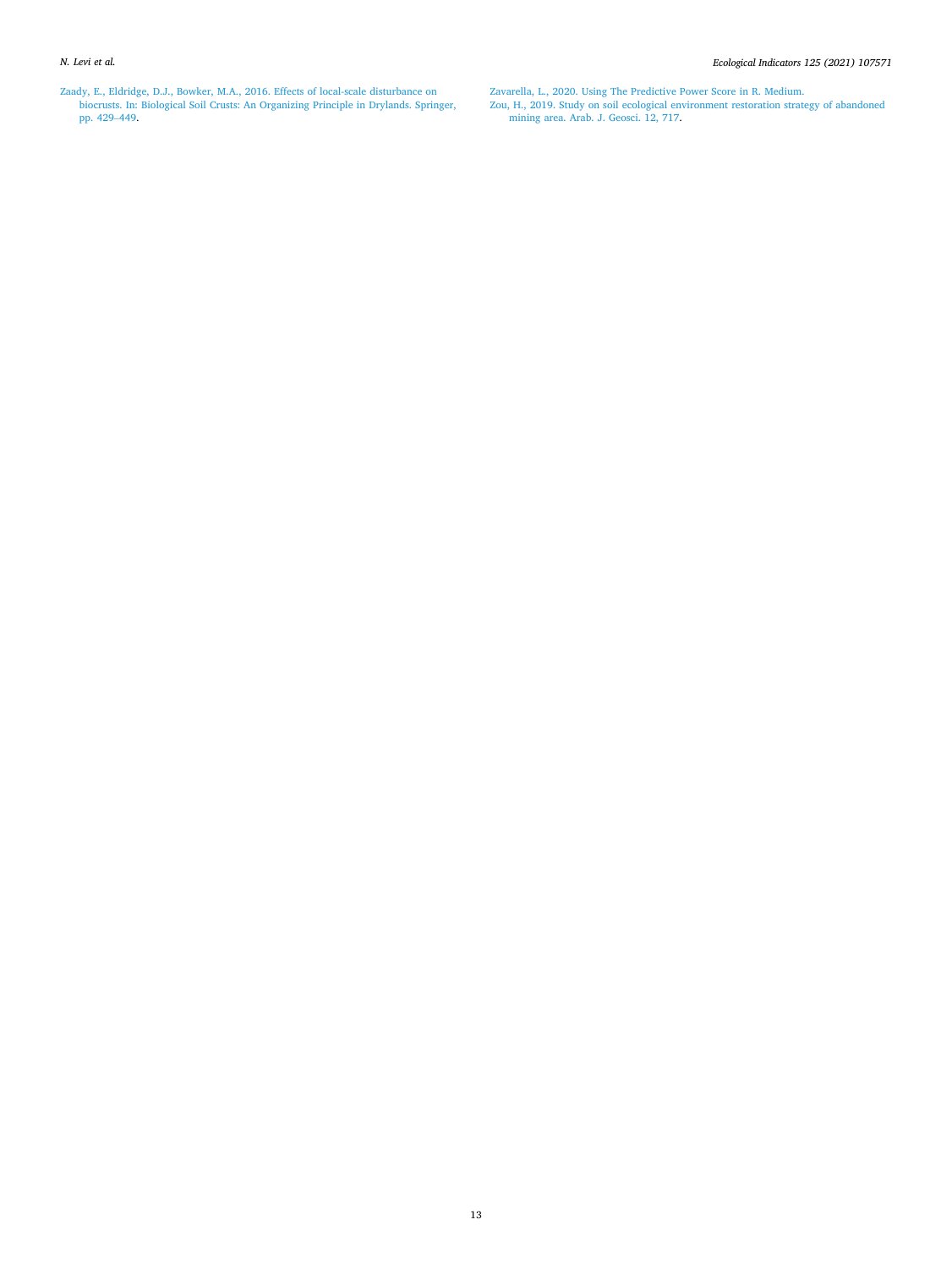Zaady, E., Eldridge, D.J., Bowker, M.A., 2016. Effects of local-scale disturbance on biocrusts. In: Biological Soil Crusts: An Organizing Principle in Drylands. Springer, pp. 429–449.

Zavarella, L., 2020. Using The Predictive Power Score in R. Medium.

Zou, H., 2019. Study on soil ecological environment restoration strategy of abandoned mining area. Arab. J. Geosci. 12, 717.